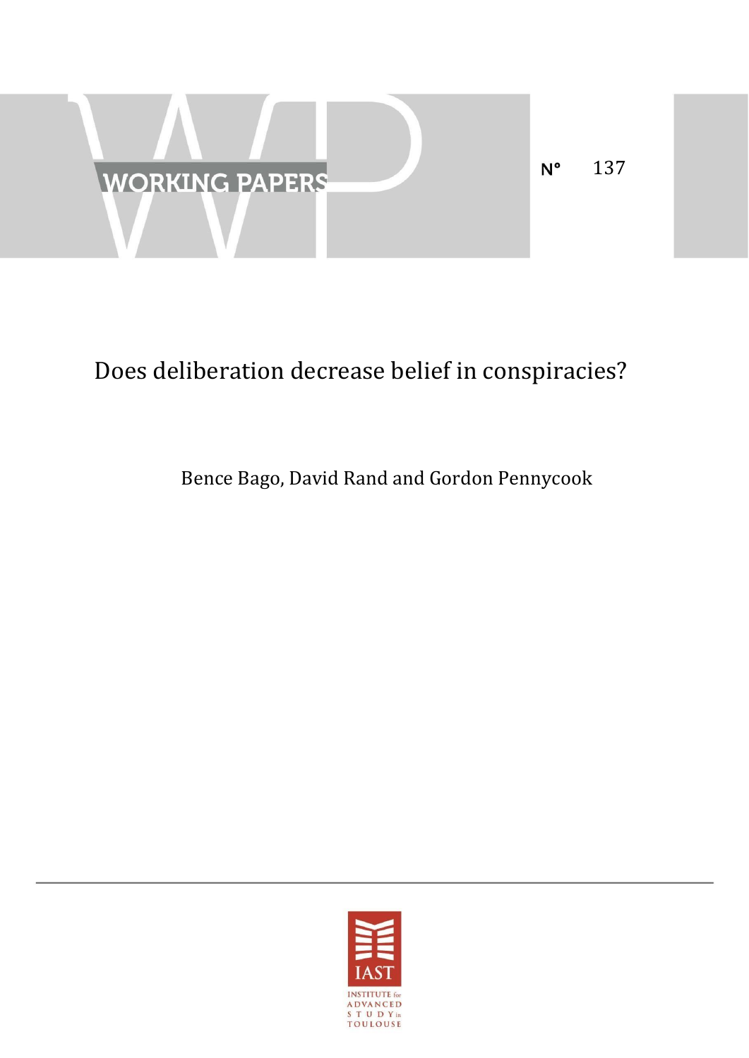WORKING PAPERS

N° 137

# Does deliberation decrease belief in conspiracies?

Bence Bago, David Rand and Gordon Pennycook

IAST
INSTITUTE for ADVANCED STUDY in TOULOUSE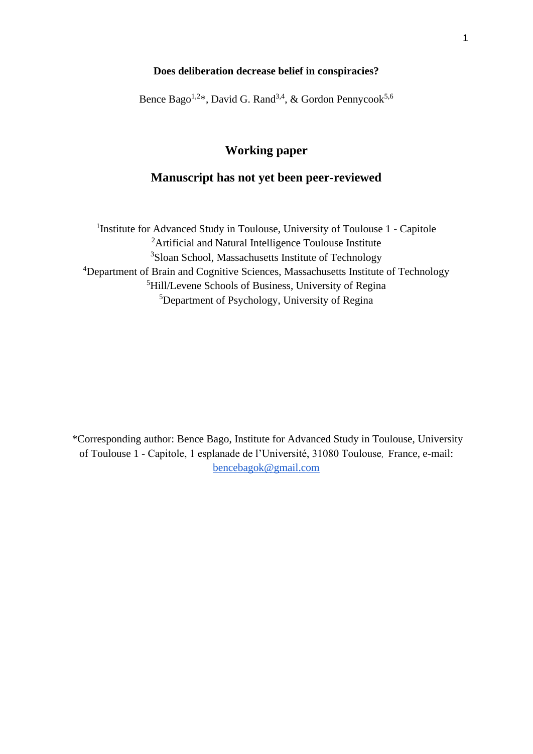**Does deliberation decrease belief in conspiracies?**

Bence Bago[1,2]*, David G. Rand[3,4], & Gordon Pennycook[5,6]

## Working paper

## Manuscript has not yet been peer-reviewed

[1]Institute for Advanced Study in Toulouse, University of Toulouse 1 - Capitole
[2]Artificial and Natural Intelligence Toulouse Institute
[3]Sloan School, Massachusetts Institute of Technology
[4]Department of Brain and Cognitive Sciences, Massachusetts Institute of Technology
[5]Hill/Levene Schools of Business, University of Regina
[5]Department of Psychology, University of Regina

*Corresponding author: Bence Bago, Institute for Advanced Study in Toulouse, University of Toulouse 1 - Capitole, 1 esplanade de l'Université, 31080 Toulouse, France, e-mail: bencebagok@gmail.com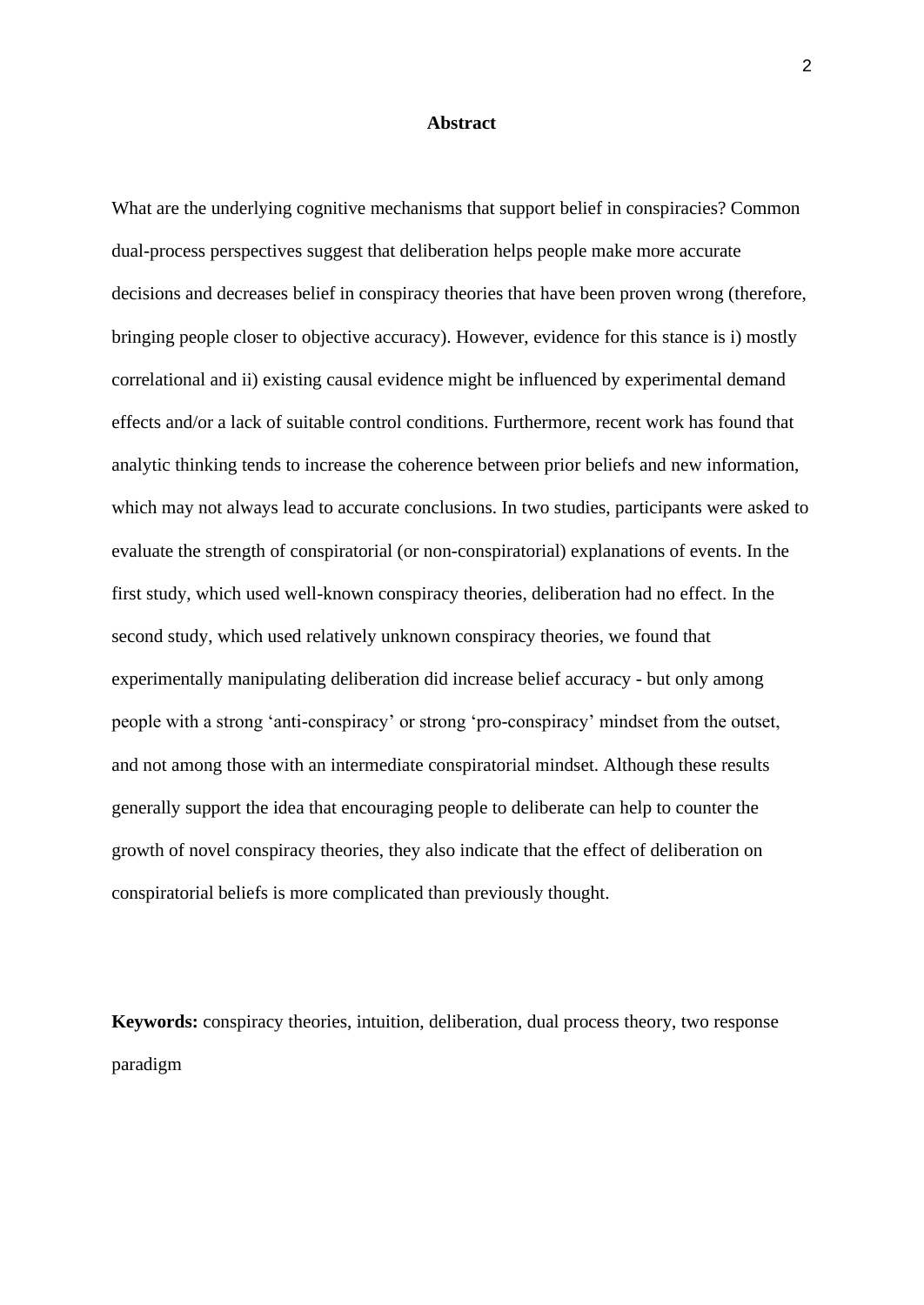## Abstract

What are the underlying cognitive mechanisms that support belief in conspiracies? Common dual-process perspectives suggest that deliberation helps people make more accurate decisions and decreases belief in conspiracy theories that have been proven wrong (therefore, bringing people closer to objective accuracy). However, evidence for this stance is i) mostly correlational and ii) existing causal evidence might be influenced by experimental demand effects and/or a lack of suitable control conditions. Furthermore, recent work has found that analytic thinking tends to increase the coherence between prior beliefs and new information, which may not always lead to accurate conclusions. In two studies, participants were asked to evaluate the strength of conspiratorial (or non-conspiratorial) explanations of events. In the first study, which used well-known conspiracy theories, deliberation had no effect. In the second study, which used relatively unknown conspiracy theories, we found that experimentally manipulating deliberation did increase belief accuracy - but only among people with a strong 'anti-conspiracy' or strong 'pro-conspiracy' mindset from the outset, and not among those with an intermediate conspiratorial mindset. Although these results generally support the idea that encouraging people to deliberate can help to counter the growth of novel conspiracy theories, they also indicate that the effect of deliberation on conspiratorial beliefs is more complicated than previously thought.

**Keywords:** conspiracy theories, intuition, deliberation, dual process theory, two response paradigm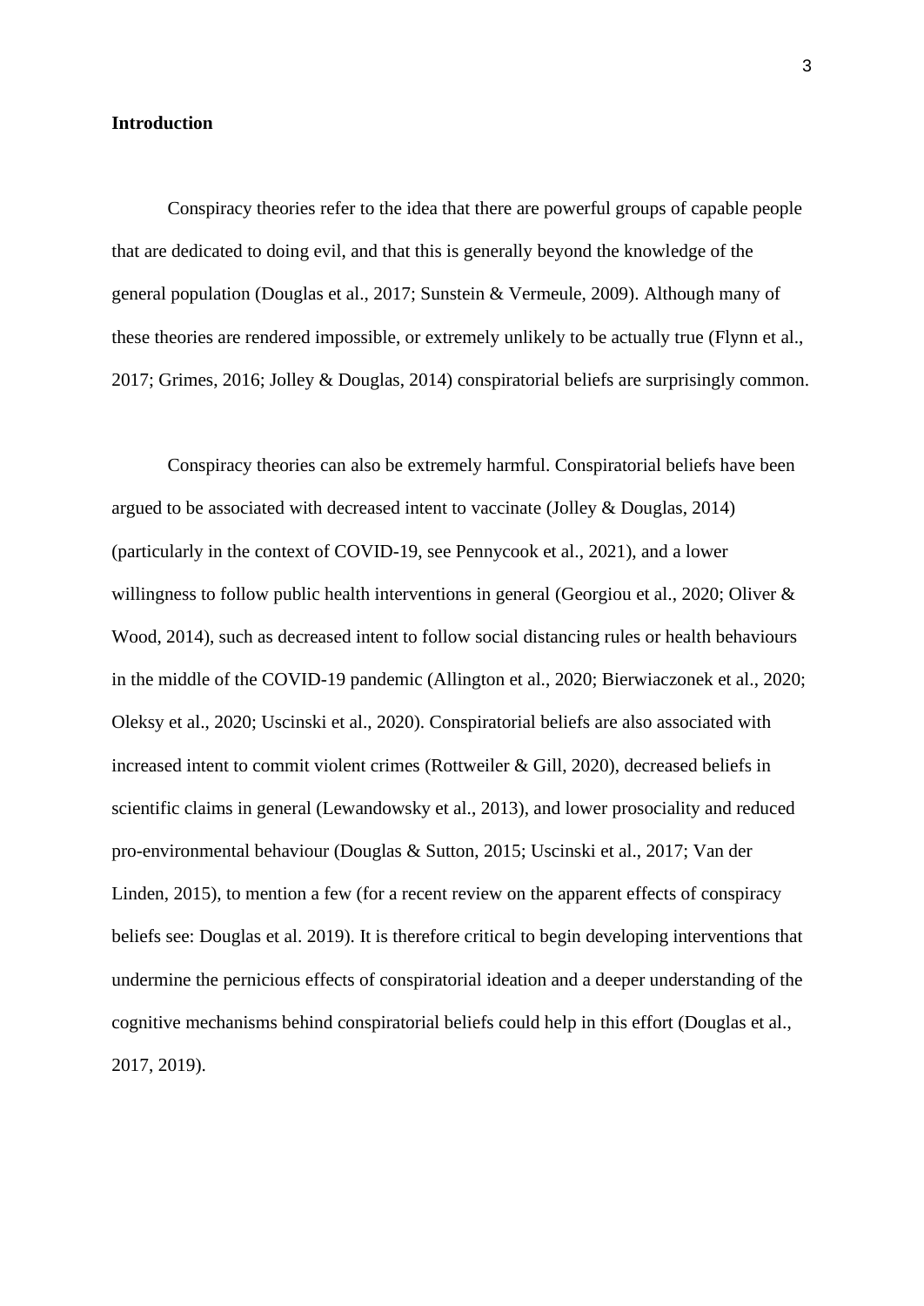**Introduction**

Conspiracy theories refer to the idea that there are powerful groups of capable people that are dedicated to doing evil, and that this is generally beyond the knowledge of the general population (Douglas et al., 2017; Sunstein & Vermeule, 2009). Although many of these theories are rendered impossible, or extremely unlikely to be actually true (Flynn et al., 2017; Grimes, 2016; Jolley & Douglas, 2014) conspiratorial beliefs are surprisingly common.

Conspiracy theories can also be extremely harmful. Conspiratorial beliefs have been argued to be associated with decreased intent to vaccinate (Jolley & Douglas, 2014) (particularly in the context of COVID-19, see Pennycook et al., 2021), and a lower willingness to follow public health interventions in general (Georgiou et al., 2020; Oliver & Wood, 2014), such as decreased intent to follow social distancing rules or health behaviours in the middle of the COVID-19 pandemic (Allington et al., 2020; Bierwiaczonek et al., 2020; Oleksy et al., 2020; Uscinski et al., 2020). Conspiratorial beliefs are also associated with increased intent to commit violent crimes (Rottweiler & Gill, 2020), decreased beliefs in scientific claims in general (Lewandowsky et al., 2013), and lower prosociality and reduced pro-environmental behaviour (Douglas & Sutton, 2015; Uscinski et al., 2017; Van der Linden, 2015), to mention a few (for a recent review on the apparent effects of conspiracy beliefs see: Douglas et al. 2019). It is therefore critical to begin developing interventions that undermine the pernicious effects of conspiratorial ideation and a deeper understanding of the cognitive mechanisms behind conspiratorial beliefs could help in this effort (Douglas et al., 2017, 2019).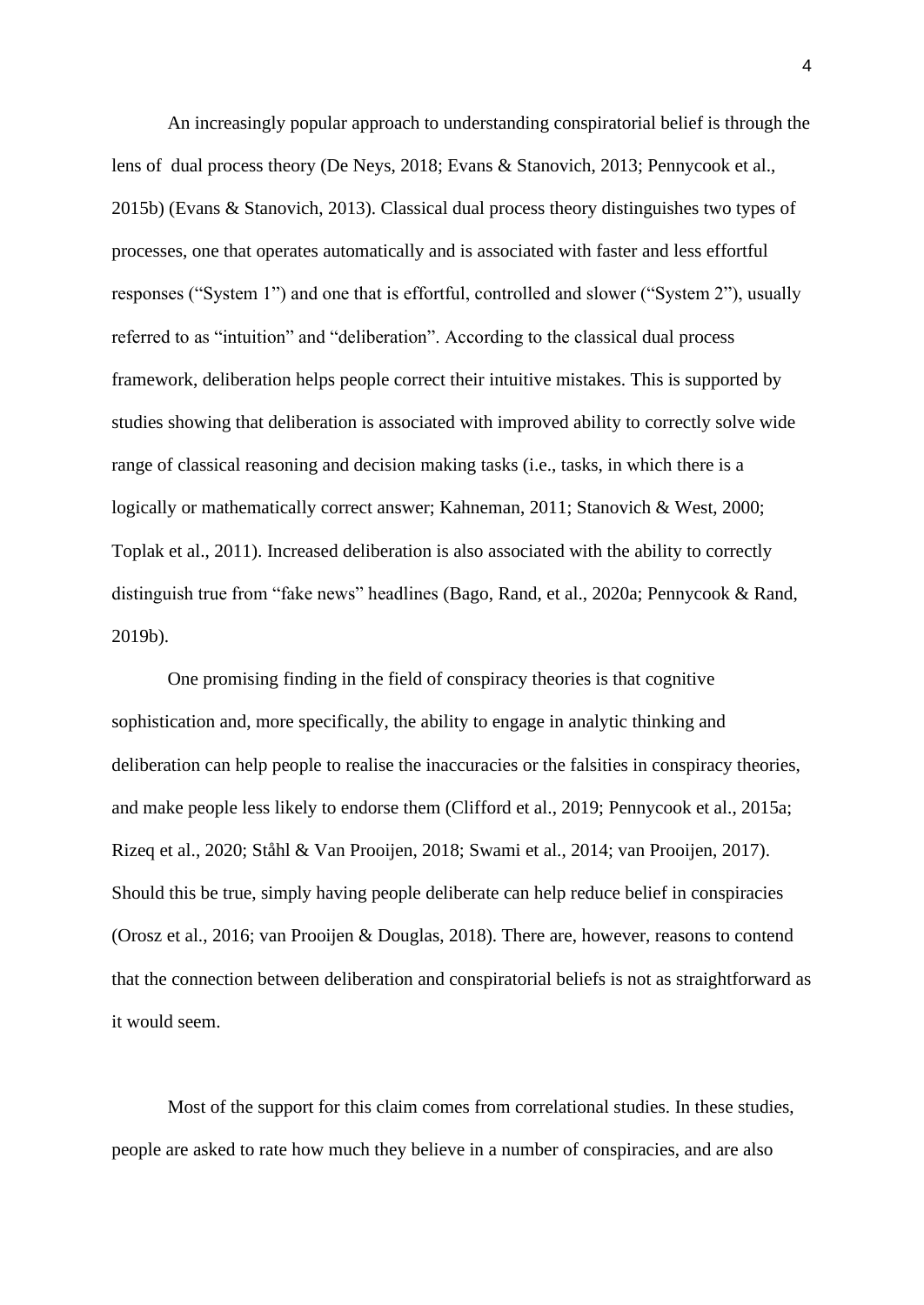An increasingly popular approach to understanding conspiratorial belief is through the lens of  dual process theory (De Neys, 2018; Evans & Stanovich, 2013; Pennycook et al., 2015b) (Evans & Stanovich, 2013). Classical dual process theory distinguishes two types of processes, one that operates automatically and is associated with faster and less effortful responses ("System 1") and one that is effortful, controlled and slower ("System 2"), usually referred to as "intuition" and "deliberation". According to the classical dual process framework, deliberation helps people correct their intuitive mistakes. This is supported by studies showing that deliberation is associated with improved ability to correctly solve wide range of classical reasoning and decision making tasks (i.e., tasks, in which there is a logically or mathematically correct answer; Kahneman, 2011; Stanovich & West, 2000; Toplak et al., 2011). Increased deliberation is also associated with the ability to correctly distinguish true from "fake news" headlines (Bago, Rand, et al., 2020a; Pennycook & Rand, 2019b).

One promising finding in the field of conspiracy theories is that cognitive sophistication and, more specifically, the ability to engage in analytic thinking and deliberation can help people to realise the inaccuracies or the falsities in conspiracy theories, and make people less likely to endorse them (Clifford et al., 2019; Pennycook et al., 2015a; Rizeq et al., 2020; Ståhl & Van Prooijen, 2018; Swami et al., 2014; van Prooijen, 2017). Should this be true, simply having people deliberate can help reduce belief in conspiracies (Orosz et al., 2016; van Prooijen & Douglas, 2018). There are, however, reasons to contend that the connection between deliberation and conspiratorial beliefs is not as straightforward as it would seem.

Most of the support for this claim comes from correlational studies. In these studies, people are asked to rate how much they believe in a number of conspiracies, and are also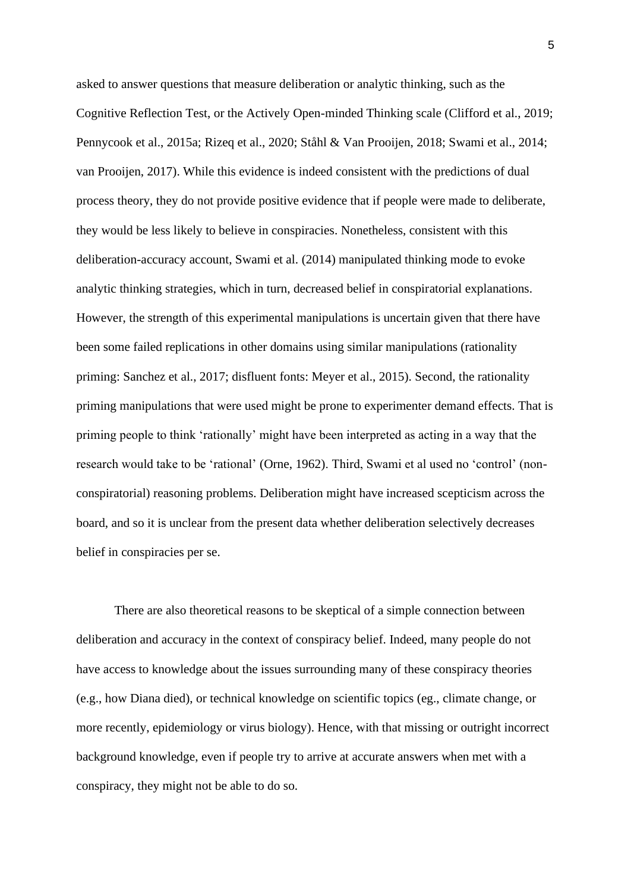asked to answer questions that measure deliberation or analytic thinking, such as the Cognitive Reflection Test, or the Actively Open-minded Thinking scale (Clifford et al., 2019; Pennycook et al., 2015a; Rizeq et al., 2020; Ståhl & Van Prooijen, 2018; Swami et al., 2014; van Prooijen, 2017). While this evidence is indeed consistent with the predictions of dual process theory, they do not provide positive evidence that if people were made to deliberate, they would be less likely to believe in conspiracies. Nonetheless, consistent with this deliberation-accuracy account, Swami et al. (2014) manipulated thinking mode to evoke analytic thinking strategies, which in turn, decreased belief in conspiratorial explanations. However, the strength of this experimental manipulations is uncertain given that there have been some failed replications in other domains using similar manipulations (rationality priming: Sanchez et al., 2017; disfluent fonts: Meyer et al., 2015). Second, the rationality priming manipulations that were used might be prone to experimenter demand effects. That is priming people to think 'rationally' might have been interpreted as acting in a way that the research would take to be 'rational' (Orne, 1962). Third, Swami et al used no 'control' (non-conspiratorial) reasoning problems. Deliberation might have increased scepticism across the board, and so it is unclear from the present data whether deliberation selectively decreases belief in conspiracies per se.

There are also theoretical reasons to be skeptical of a simple connection between deliberation and accuracy in the context of conspiracy belief. Indeed, many people do not have access to knowledge about the issues surrounding many of these conspiracy theories (e.g., how Diana died), or technical knowledge on scientific topics (eg., climate change, or more recently, epidemiology or virus biology). Hence, with that missing or outright incorrect background knowledge, even if people try to arrive at accurate answers when met with a conspiracy, they might not be able to do so.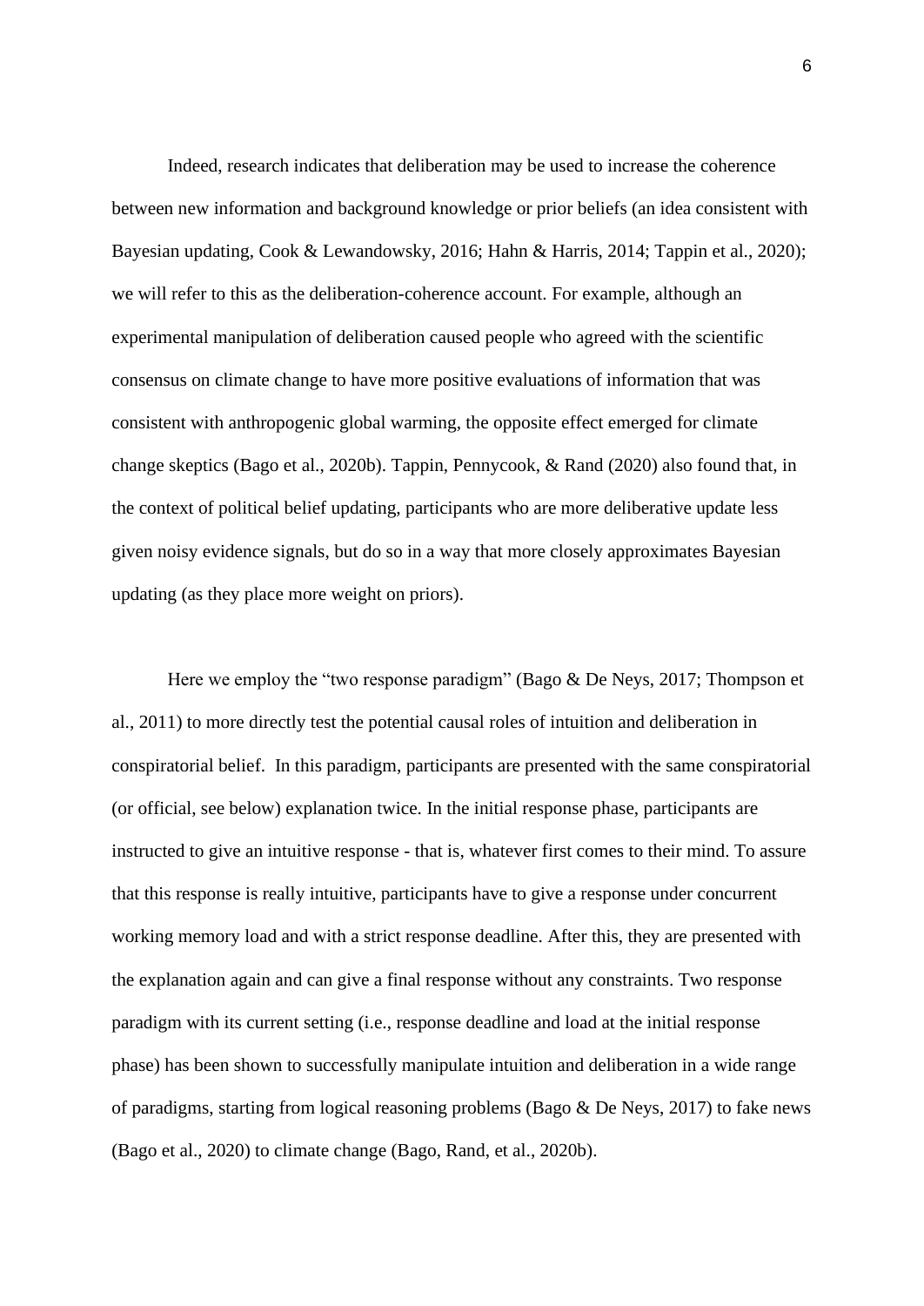Indeed, research indicates that deliberation may be used to increase the coherence between new information and background knowledge or prior beliefs (an idea consistent with Bayesian updating, Cook & Lewandowsky, 2016; Hahn & Harris, 2014; Tappin et al., 2020); we will refer to this as the deliberation-coherence account. For example, although an experimental manipulation of deliberation caused people who agreed with the scientific consensus on climate change to have more positive evaluations of information that was consistent with anthropogenic global warming, the opposite effect emerged for climate change skeptics (Bago et al., 2020b). Tappin, Pennycook, & Rand (2020) also found that, in the context of political belief updating, participants who are more deliberative update less given noisy evidence signals, but do so in a way that more closely approximates Bayesian updating (as they place more weight on priors).

Here we employ the "two response paradigm" (Bago & De Neys, 2017; Thompson et al., 2011) to more directly test the potential causal roles of intuition and deliberation in conspiratorial belief. In this paradigm, participants are presented with the same conspiratorial (or official, see below) explanation twice. In the initial response phase, participants are instructed to give an intuitive response - that is, whatever first comes to their mind. To assure that this response is really intuitive, participants have to give a response under concurrent working memory load and with a strict response deadline. After this, they are presented with the explanation again and can give a final response without any constraints. Two response paradigm with its current setting (i.e., response deadline and load at the initial response phase) has been shown to successfully manipulate intuition and deliberation in a wide range of paradigms, starting from logical reasoning problems (Bago & De Neys, 2017) to fake news (Bago et al., 2020) to climate change (Bago, Rand, et al., 2020b).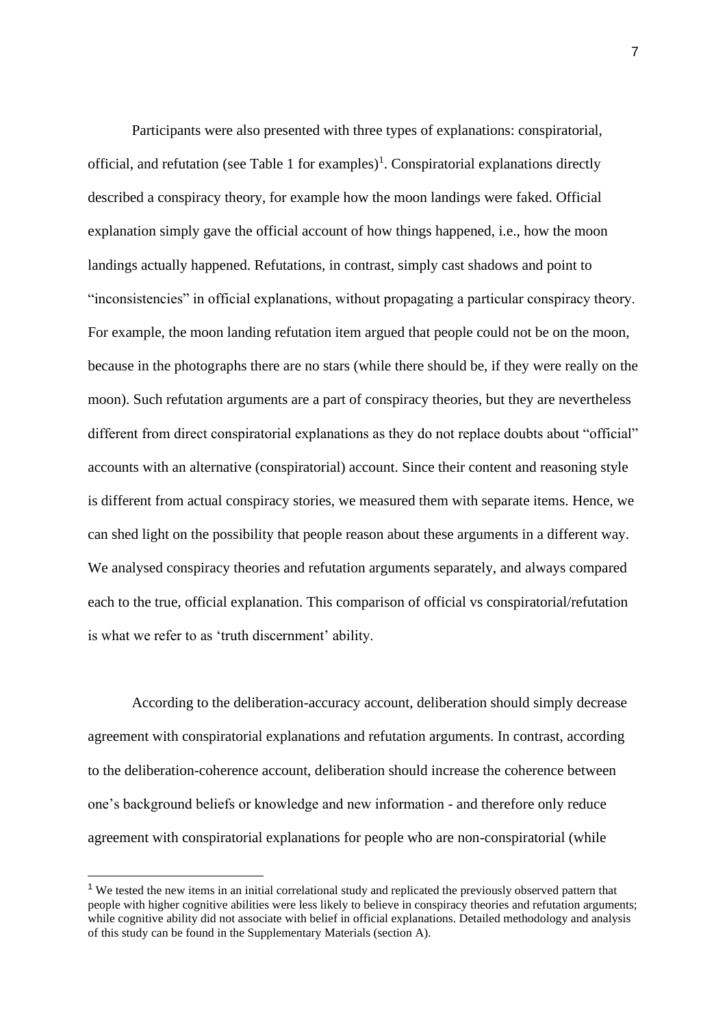Participants were also presented with three types of explanations: conspiratorial, official, and refutation (see Table 1 for examples)[1]. Conspiratorial explanations directly described a conspiracy theory, for example how the moon landings were faked. Official explanation simply gave the official account of how things happened, i.e., how the moon landings actually happened. Refutations, in contrast, simply cast shadows and point to "inconsistencies" in official explanations, without propagating a particular conspiracy theory. For example, the moon landing refutation item argued that people could not be on the moon, because in the photographs there are no stars (while there should be, if they were really on the moon). Such refutation arguments are a part of conspiracy theories, but they are nevertheless different from direct conspiratorial explanations as they do not replace doubts about "official" accounts with an alternative (conspiratorial) account. Since their content and reasoning style is different from actual conspiracy stories, we measured them with separate items. Hence, we can shed light on the possibility that people reason about these arguments in a different way. We analysed conspiracy theories and refutation arguments separately, and always compared each to the true, official explanation. This comparison of official vs conspiratorial/refutation is what we refer to as 'truth discernment' ability.

According to the deliberation-accuracy account, deliberation should simply decrease agreement with conspiratorial explanations and refutation arguments. In contrast, according to the deliberation-coherence account, deliberation should increase the coherence between one's background beliefs or knowledge and new information - and therefore only reduce agreement with conspiratorial explanations for people who are non-conspiratorial (while

[1] We tested the new items in an initial correlational study and replicated the previously observed pattern that people with higher cognitive abilities were less likely to believe in conspiracy theories and refutation arguments; while cognitive ability did not associate with belief in official explanations. Detailed methodology and analysis of this study can be found in the Supplementary Materials (section A).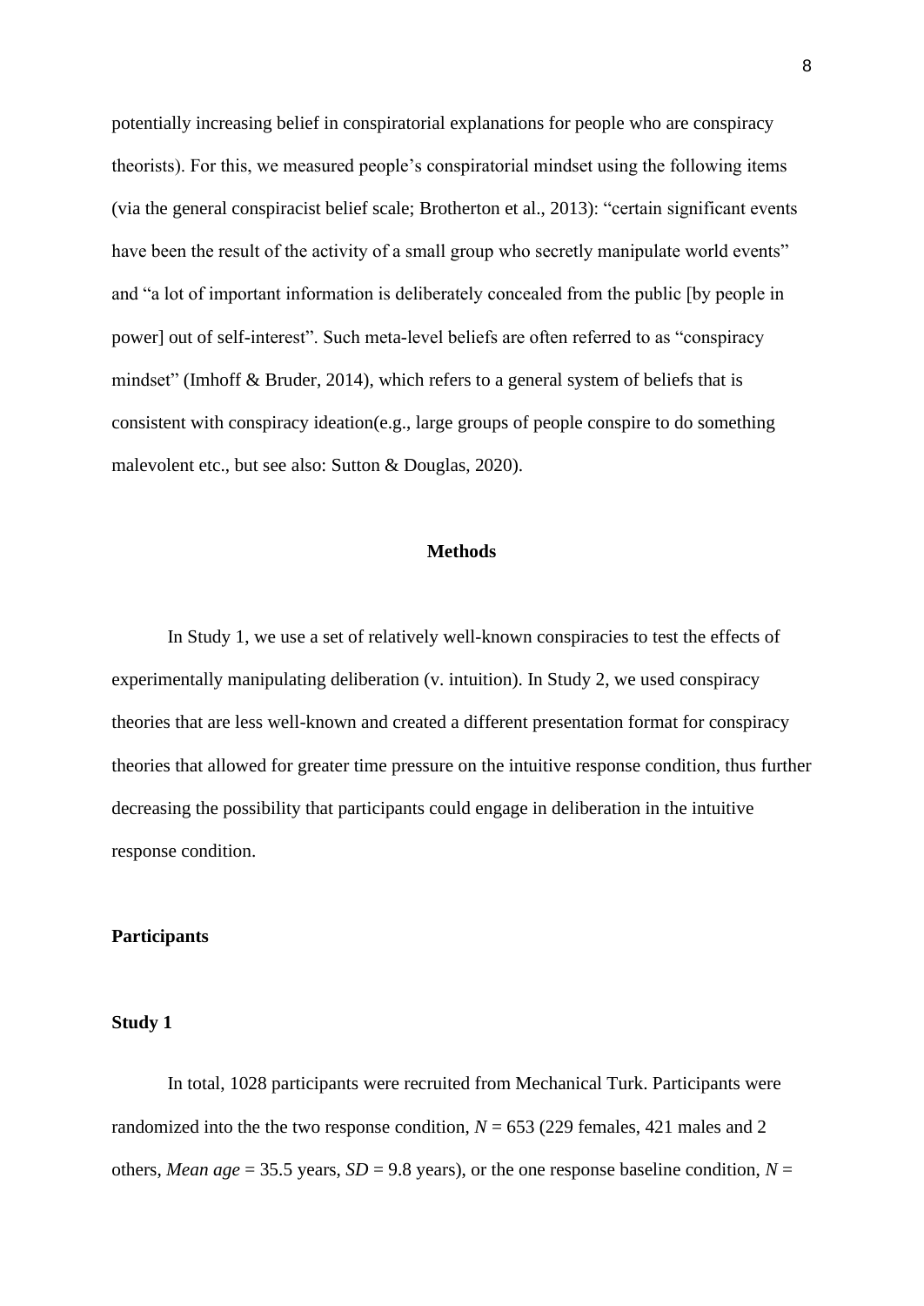potentially increasing belief in conspiratorial explanations for people who are conspiracy theorists). For this, we measured people's conspiratorial mindset using the following items (via the general conspiracist belief scale; Brotherton et al., 2013): "certain significant events have been the result of the activity of a small group who secretly manipulate world events" and "a lot of important information is deliberately concealed from the public [by people in power] out of self-interest". Such meta-level beliefs are often referred to as "conspiracy mindset" (Imhoff & Bruder, 2014), which refers to a general system of beliefs that is consistent with conspiracy ideation(e.g., large groups of people conspire to do something malevolent etc., but see also: Sutton & Douglas, 2020).

## Methods

In Study 1, we use a set of relatively well-known conspiracies to test the effects of experimentally manipulating deliberation (v. intuition). In Study 2, we used conspiracy theories that are less well-known and created a different presentation format for conspiracy theories that allowed for greater time pressure on the intuitive response condition, thus further decreasing the possibility that participants could engage in deliberation in the intuitive response condition.

### Participants

#### Study 1

In total, 1028 participants were recruited from Mechanical Turk. Participants were randomized into the the two response condition, *N* = 653 (229 females, 421 males and 2 others, *Mean age* = 35.5 years, *SD* = 9.8 years), or the one response baseline condition, *N* =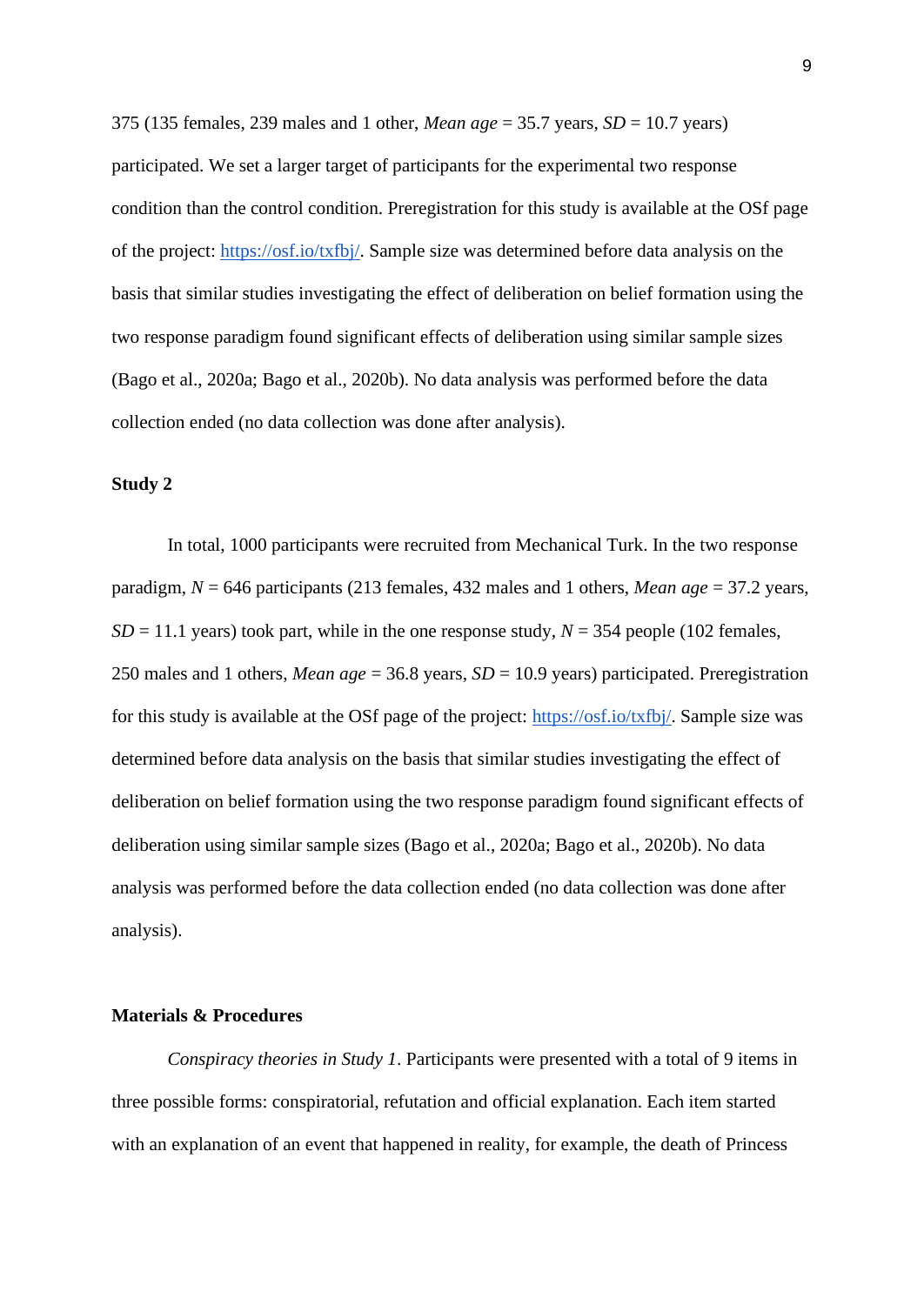375 (135 females, 239 males and 1 other, *Mean age* = 35.7 years, *SD* = 10.7 years) participated. We set a larger target of participants for the experimental two response condition than the control condition. Preregistration for this study is available at the OSf page of the project: https://osf.io/txfbj/. Sample size was determined before data analysis on the basis that similar studies investigating the effect of deliberation on belief formation using the two response paradigm found significant effects of deliberation using similar sample sizes (Bago et al., 2020a; Bago et al., 2020b). No data analysis was performed before the data collection ended (no data collection was done after analysis).

**Study 2**

In total, 1000 participants were recruited from Mechanical Turk. In the two response paradigm, *N* = 646 participants (213 females, 432 males and 1 others, *Mean age* = 37.2 years, *SD* = 11.1 years) took part, while in the one response study, *N* = 354 people (102 females, 250 males and 1 others, *Mean age* = 36.8 years, *SD* = 10.9 years) participated. Preregistration for this study is available at the OSf page of the project: https://osf.io/txfbj/. Sample size was determined before data analysis on the basis that similar studies investigating the effect of deliberation on belief formation using the two response paradigm found significant effects of deliberation using similar sample sizes (Bago et al., 2020a; Bago et al., 2020b). No data analysis was performed before the data collection ended (no data collection was done after analysis).

**Materials & Procedures**

*Conspiracy theories in Study 1*. Participants were presented with a total of 9 items in three possible forms: conspiratorial, refutation and official explanation. Each item started with an explanation of an event that happened in reality, for example, the death of Princess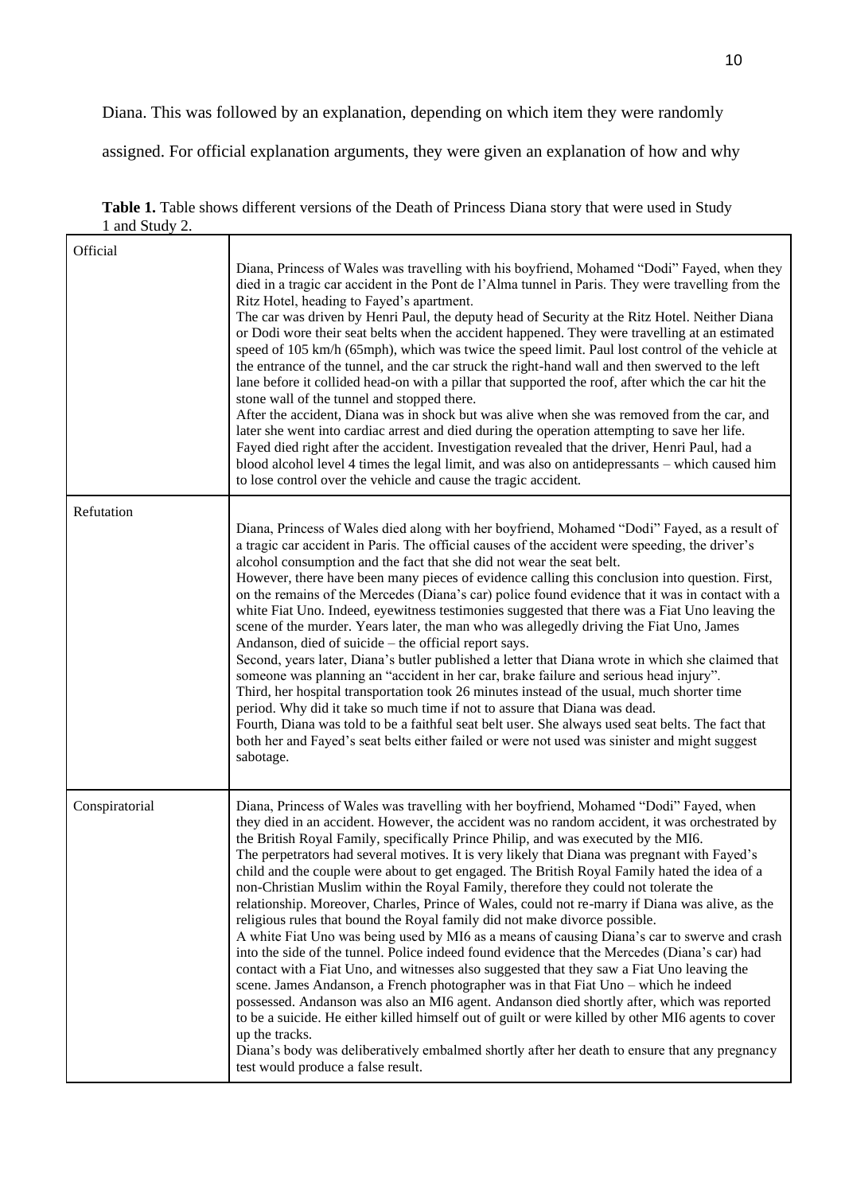Diana. This was followed by an explanation, depending on which item they were randomly assigned. For official explanation arguments, they were given an explanation of how and why

**Table 1.** Table shows different versions of the Death of Princess Diana story that were used in Study 1 and Study 2.

| | |
|---|---|
| Official | Diana, Princess of Wales was travelling with his boyfriend, Mohamed "Dodi" Fayed, when they died in a tragic car accident in the Pont de l'Alma tunnel in Paris. They were travelling from the Ritz Hotel, heading to Fayed's apartment.<br>The car was driven by Henri Paul, the deputy head of Security at the Ritz Hotel. Neither Diana or Dodi wore their seat belts when the accident happened. They were travelling at an estimated speed of 105 km/h (65mph), which was twice the speed limit. Paul lost control of the vehicle at the entrance of the tunnel, and the car struck the right-hand wall and then swerved to the left lane before it collided head-on with a pillar that supported the roof, after which the car hit the stone wall of the tunnel and stopped there.<br>After the accident, Diana was in shock but was alive when she was removed from the car, and later she went into cardiac arrest and died during the operation attempting to save her life. Fayed died right after the accident. Investigation revealed that the driver, Henri Paul, had a blood alcohol level 4 times the legal limit, and was also on antidepressants – which caused him to lose control over the vehicle and cause the tragic accident. |
| Refutation | Diana, Princess of Wales died along with her boyfriend, Mohamed "Dodi" Fayed, as a result of a tragic car accident in Paris. The official causes of the accident were speeding, the driver's alcohol consumption and the fact that she did not wear the seat belt.<br>However, there have been many pieces of evidence calling this conclusion into question. First, on the remains of the Mercedes (Diana's car) police found evidence that it was in contact with a white Fiat Uno. Indeed, eyewitness testimonies suggested that there was a Fiat Uno leaving the scene of the murder. Years later, the man who was allegedly driving the Fiat Uno, James Andanson, died of suicide – the official report says.<br>Second, years later, Diana's butler published a letter that Diana wrote in which she claimed that someone was planning an "accident in her car, brake failure and serious head injury".<br>Third, her hospital transportation took 26 minutes instead of the usual, much shorter time period. Why did it take so much time if not to assure that Diana was dead.<br>Fourth, Diana was told to be a faithful seat belt user. She always used seat belts. The fact that both her and Fayed's seat belts either failed or were not used was sinister and might suggest sabotage. |
| Conspiratorial | Diana, Princess of Wales was travelling with her boyfriend, Mohamed "Dodi" Fayed, when they died in an accident. However, the accident was no random accident, it was orchestrated by the British Royal Family, specifically Prince Philip, and was executed by the MI6.<br>The perpetrators had several motives. It is very likely that Diana was pregnant with Fayed's child and the couple were about to get engaged. The British Royal Family hated the idea of a non-Christian Muslim within the Royal Family, therefore they could not tolerate the relationship. Moreover, Charles, Prince of Wales, could not re-marry if Diana was alive, as the religious rules that bound the Royal family did not make divorce possible.<br>A white Fiat Uno was being used by MI6 as a means of causing Diana's car to swerve and crash into the side of the tunnel. Police indeed found evidence that the Mercedes (Diana's car) had contact with a Fiat Uno, and witnesses also suggested that they saw a Fiat Uno leaving the scene. James Andanson, a French photographer was in that Fiat Uno – which he indeed possessed. Andanson was also an MI6 agent. Andanson died shortly after, which was reported to be a suicide. He either killed himself out of guilt or were killed by other MI6 agents to cover up the tracks.<br>Diana's body was deliberatively embalmed shortly after her death to ensure that any pregnancy test would produce a false result. |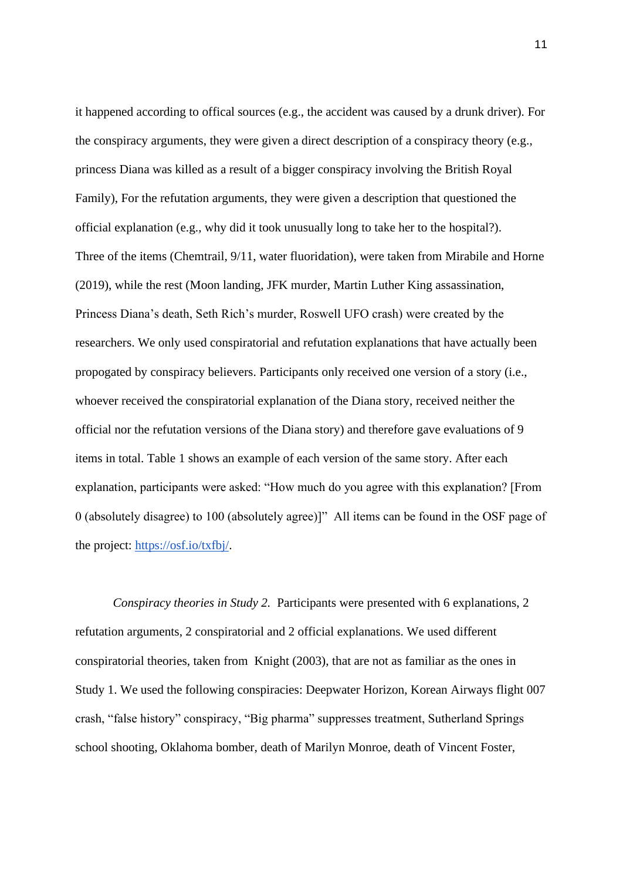it happened according to offical sources (e.g., the accident was caused by a drunk driver). For the conspiracy arguments, they were given a direct description of a conspiracy theory (e.g., princess Diana was killed as a result of a bigger conspiracy involving the British Royal Family), For the refutation arguments, they were given a description that questioned the official explanation (e.g., why did it took unusually long to take her to the hospital?). Three of the items (Chemtrail, 9/11, water fluoridation), were taken from Mirabile and Horne (2019), while the rest (Moon landing, JFK murder, Martin Luther King assassination, Princess Diana's death, Seth Rich's murder, Roswell UFO crash) were created by the researchers. We only used conspiratorial and refutation explanations that have actually been propogated by conspiracy believers. Participants only received one version of a story (i.e., whoever received the conspiratorial explanation of the Diana story, received neither the official nor the refutation versions of the Diana story) and therefore gave evaluations of 9 items in total. Table 1 shows an example of each version of the same story. After each explanation, participants were asked: "How much do you agree with this explanation? [From 0 (absolutely disagree) to 100 (absolutely agree)]" All items can be found in the OSF page of the project: https://osf.io/txfbj/.

*Conspiracy theories in Study 2.* Participants were presented with 6 explanations, 2 refutation arguments, 2 conspiratorial and 2 official explanations. We used different conspiratorial theories, taken from Knight (2003), that are not as familiar as the ones in Study 1. We used the following conspiracies: Deepwater Horizon, Korean Airways flight 007 crash, "false history" conspiracy, "Big pharma" suppresses treatment, Sutherland Springs school shooting, Oklahoma bomber, death of Marilyn Monroe, death of Vincent Foster,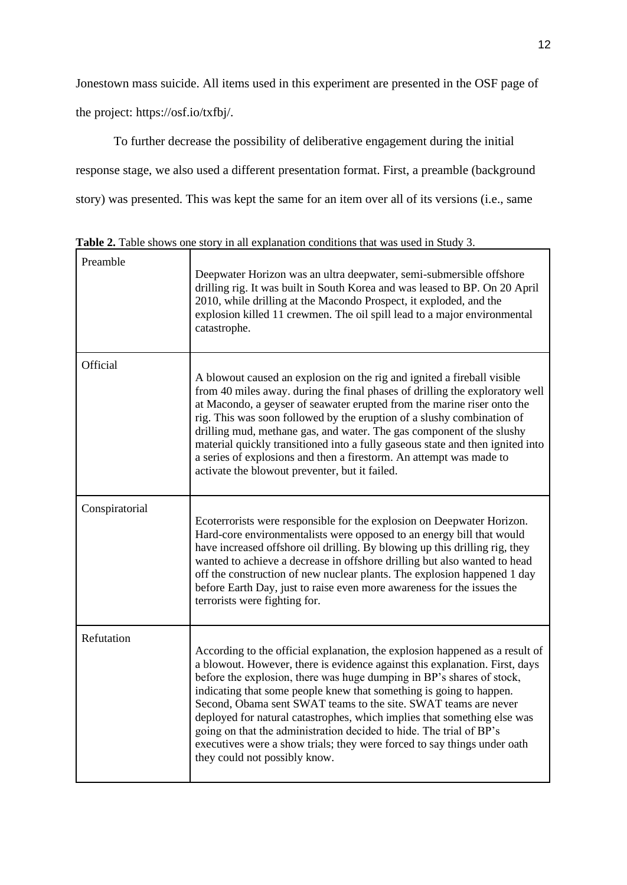Jonestown mass suicide. All items used in this experiment are presented in the OSF page of the project: https://osf.io/txfbj/.

To further decrease the possibility of deliberative engagement during the initial response stage, we also used a different presentation format. First, a preamble (background story) was presented. This was kept the same for an item over all of its versions (i.e., same

**Table 2.** Table shows one story in all explanation conditions that was used in Study 3.

| | |
|---|---|
| Preamble | Deepwater Horizon was an ultra deepwater, semi-submersible offshore drilling rig. It was built in South Korea and was leased to BP. On 20 April 2010, while drilling at the Macondo Prospect, it exploded, and the explosion killed 11 crewmen. The oil spill lead to a major environmental catastrophe. |
| Official | A blowout caused an explosion on the rig and ignited a fireball visible from 40 miles away. during the final phases of drilling the exploratory well at Macondo, a geyser of seawater erupted from the marine riser onto the rig. This was soon followed by the eruption of a slushy combination of drilling mud, methane gas, and water. The gas component of the slushy material quickly transitioned into a fully gaseous state and then ignited into a series of explosions and then a firestorm. An attempt was made to activate the blowout preventer, but it failed. |
| Conspiratorial | Ecoterrorists were responsible for the explosion on Deepwater Horizon. Hard-core environmentalists were opposed to an energy bill that would have increased offshore oil drilling. By blowing up this drilling rig, they wanted to achieve a decrease in offshore drilling but also wanted to head off the construction of new nuclear plants. The explosion happened 1 day before Earth Day, just to raise even more awareness for the issues the terrorists were fighting for. |
| Refutation | According to the official explanation, the explosion happened as a result of a blowout. However, there is evidence against this explanation. First, days before the explosion, there was huge dumping in BP's shares of stock, indicating that some people knew that something is going to happen. Second, Obama sent SWAT teams to the site. SWAT teams are never deployed for natural catastrophes, which implies that something else was going on that the administration decided to hide. The trial of BP's executives were a show trials; they were forced to say things under oath they could not possibly know. |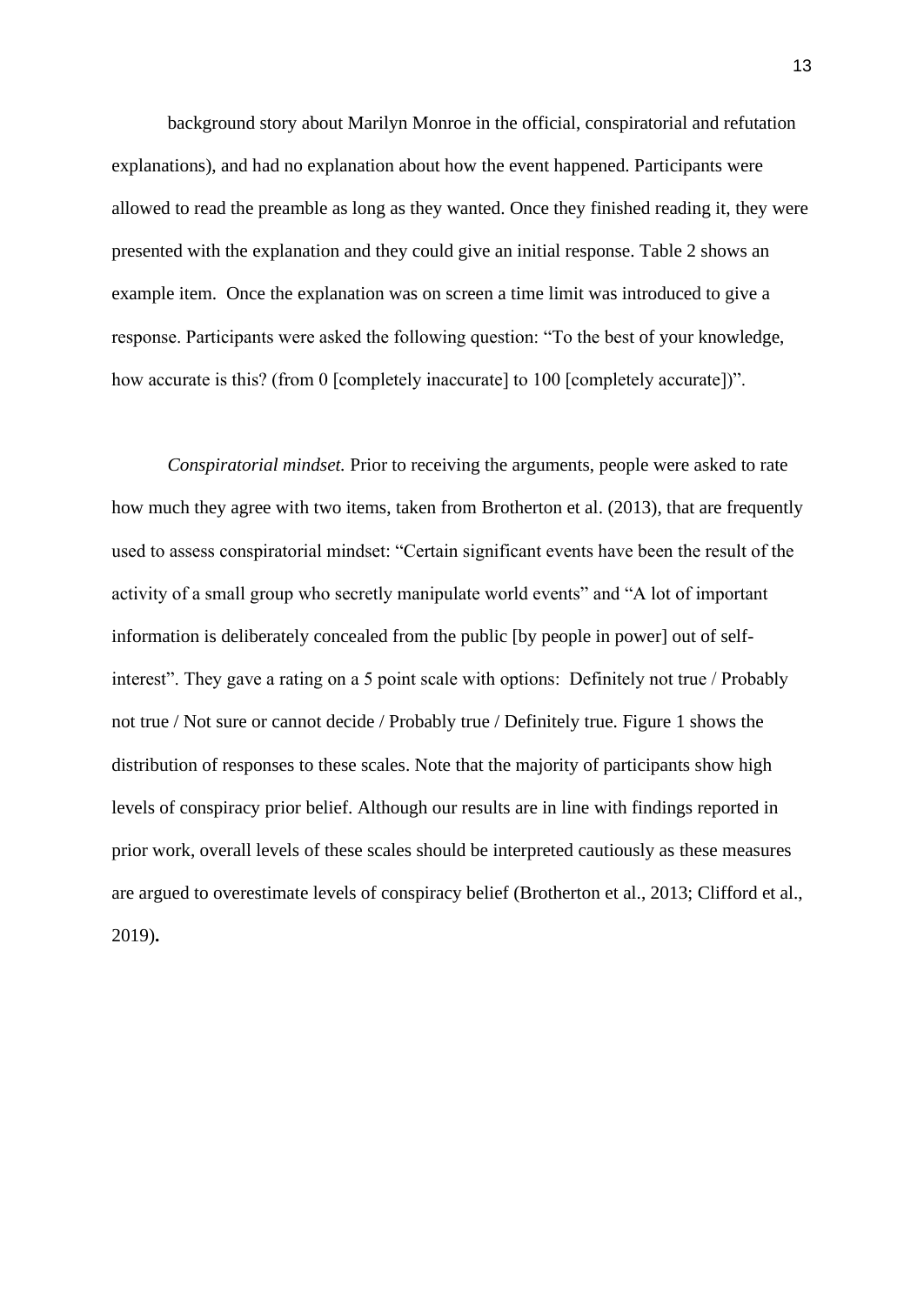background story about Marilyn Monroe in the official, conspiratorial and refutation explanations), and had no explanation about how the event happened. Participants were allowed to read the preamble as long as they wanted. Once they finished reading it, they were presented with the explanation and they could give an initial response. Table 2 shows an example item. Once the explanation was on screen a time limit was introduced to give a response. Participants were asked the following question: "To the best of your knowledge, how accurate is this? (from 0 [completely inaccurate] to 100 [completely accurate])".

*Conspiratorial mindset.* Prior to receiving the arguments, people were asked to rate how much they agree with two items, taken from Brotherton et al. (2013), that are frequently used to assess conspiratorial mindset: "Certain significant events have been the result of the activity of a small group who secretly manipulate world events" and "A lot of important information is deliberately concealed from the public [by people in power] out of self-interest". They gave a rating on a 5 point scale with options: Definitely not true / Probably not true / Not sure or cannot decide / Probably true / Definitely true. Figure 1 shows the distribution of responses to these scales. Note that the majority of participants show high levels of conspiracy prior belief. Although our results are in line with findings reported in prior work, overall levels of these scales should be interpreted cautiously as these measures are argued to overestimate levels of conspiracy belief (Brotherton et al., 2013; Clifford et al., 2019)**.**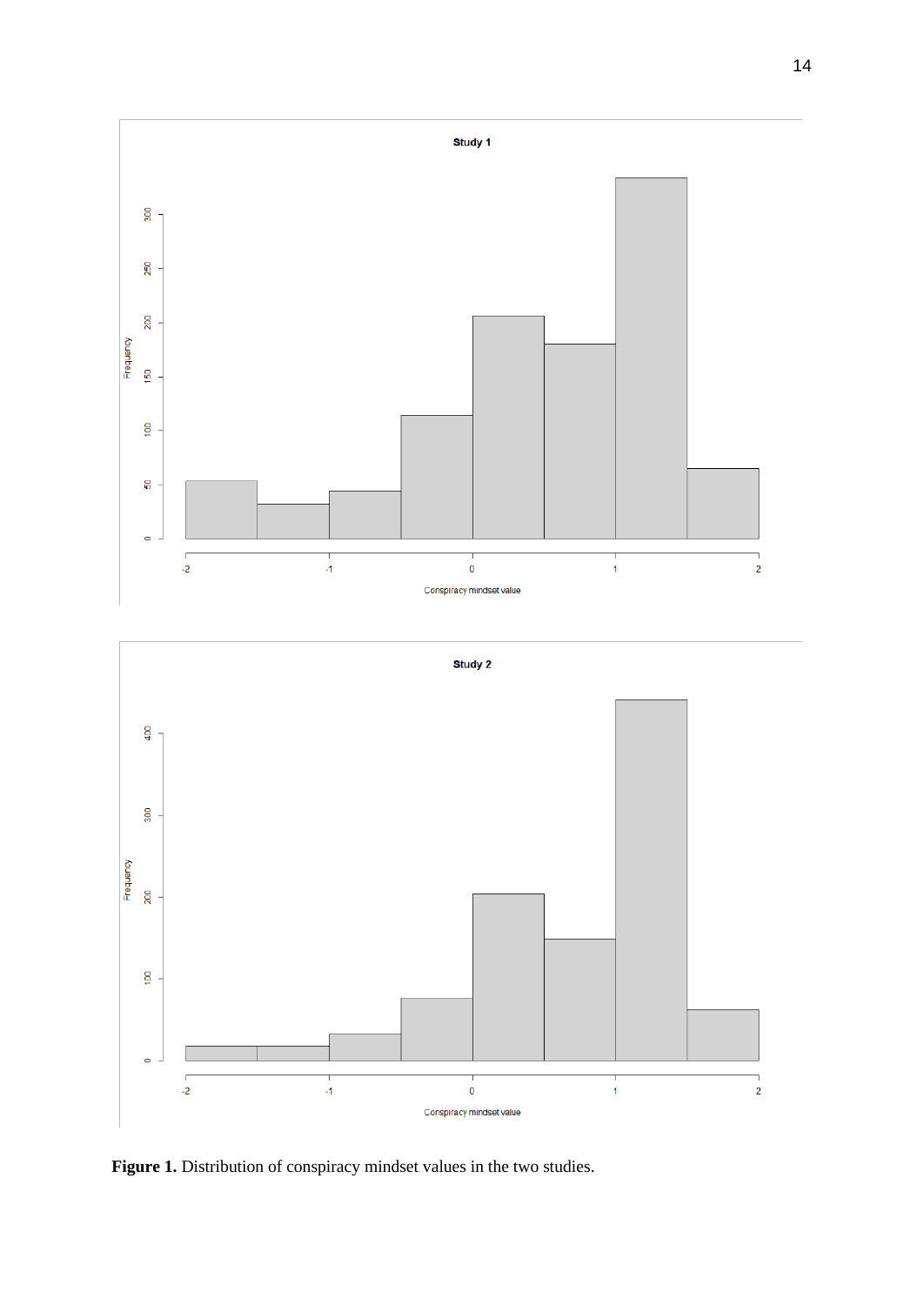**Figure 1.** Distribution of conspiracy mindset values in the two studies.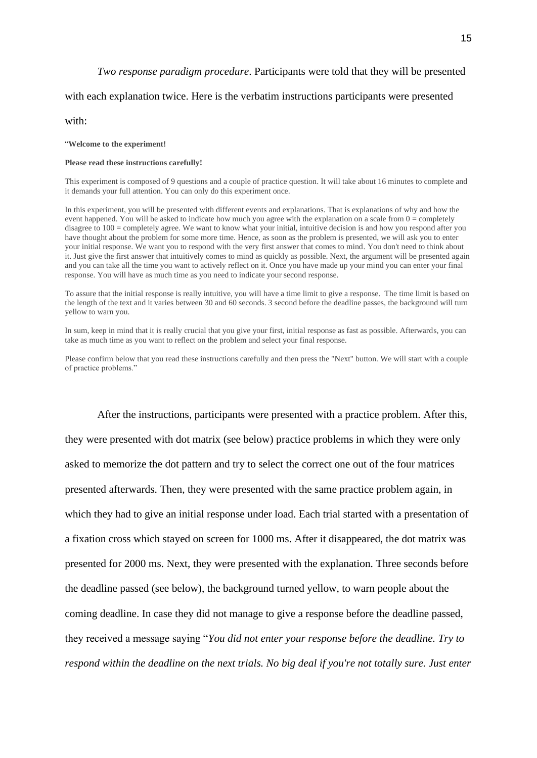*Two response paradigm procedure*. Participants were told that they will be presented with each explanation twice. Here is the verbatim instructions participants were presented with:

"**Welcome to the experiment!**

**Please read these instructions carefully!**

This experiment is composed of 9 questions and a couple of practice question. It will take about 16 minutes to complete and it demands your full attention. You can only do this experiment once.

In this experiment, you will be presented with different events and explanations. That is explanations of why and how the event happened. You will be asked to indicate how much you agree with the explanation on a scale from 0 = completely disagree to 100 = completely agree. We want to know what your initial, intuitive decision is and how you respond after you have thought about the problem for some more time. Hence, as soon as the problem is presented, we will ask you to enter your initial response. We want you to respond with the very first answer that comes to mind. You don't need to think about it. Just give the first answer that intuitively comes to mind as quickly as possible. Next, the argument will be presented again and you can take all the time you want to actively reflect on it. Once you have made up your mind you can enter your final response. You will have as much time as you need to indicate your second response.

To assure that the initial response is really intuitive, you will have a time limit to give a response. The time limit is based on the length of the text and it varies between 30 and 60 seconds. 3 second before the deadline passes, the background will turn yellow to warn you.

In sum, keep in mind that it is really crucial that you give your first, initial response as fast as possible. Afterwards, you can take as much time as you want to reflect on the problem and select your final response.

Please confirm below that you read these instructions carefully and then press the "Next" button. We will start with a couple of practice problems."

After the instructions, participants were presented with a practice problem. After this, they were presented with dot matrix (see below) practice problems in which they were only asked to memorize the dot pattern and try to select the correct one out of the four matrices presented afterwards. Then, they were presented with the same practice problem again, in which they had to give an initial response under load. Each trial started with a presentation of a fixation cross which stayed on screen for 1000 ms. After it disappeared, the dot matrix was presented for 2000 ms. Next, they were presented with the explanation. Three seconds before the deadline passed (see below), the background turned yellow, to warn people about the coming deadline. In case they did not manage to give a response before the deadline passed, they received a message saying "*You did not enter your response before the deadline. Try to respond within the deadline on the next trials. No big deal if you're not totally sure. Just enter*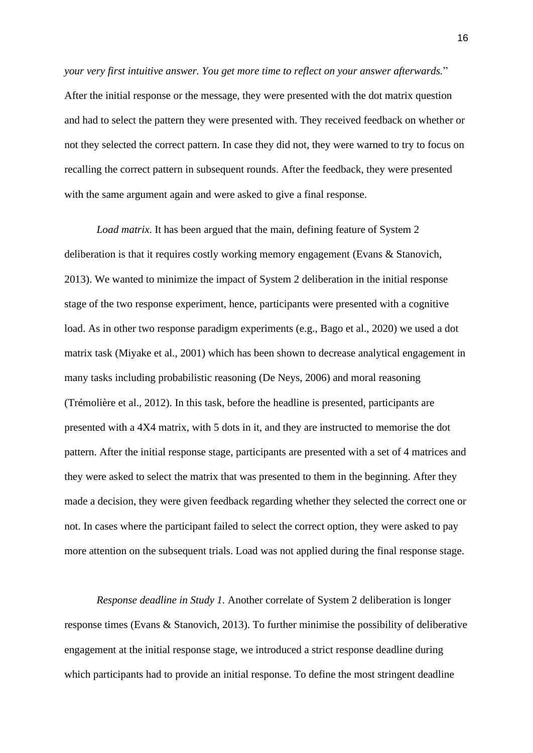*your very first intuitive answer. You get more time to reflect on your answer afterwards.*" After the initial response or the message, they were presented with the dot matrix question and had to select the pattern they were presented with. They received feedback on whether or not they selected the correct pattern. In case they did not, they were warned to try to focus on recalling the correct pattern in subsequent rounds. After the feedback, they were presented with the same argument again and were asked to give a final response.

*Load matrix*. It has been argued that the main, defining feature of System 2 deliberation is that it requires costly working memory engagement (Evans & Stanovich, 2013). We wanted to minimize the impact of System 2 deliberation in the initial response stage of the two response experiment, hence, participants were presented with a cognitive load. As in other two response paradigm experiments (e.g., Bago et al., 2020) we used a dot matrix task (Miyake et al., 2001) which has been shown to decrease analytical engagement in many tasks including probabilistic reasoning (De Neys, 2006) and moral reasoning (Trémolière et al., 2012). In this task, before the headline is presented, participants are presented with a 4X4 matrix, with 5 dots in it, and they are instructed to memorise the dot pattern. After the initial response stage, participants are presented with a set of 4 matrices and they were asked to select the matrix that was presented to them in the beginning. After they made a decision, they were given feedback regarding whether they selected the correct one or not. In cases where the participant failed to select the correct option, they were asked to pay more attention on the subsequent trials. Load was not applied during the final response stage.

*Response deadline in Study 1.* Another correlate of System 2 deliberation is longer response times (Evans & Stanovich, 2013). To further minimise the possibility of deliberative engagement at the initial response stage, we introduced a strict response deadline during which participants had to provide an initial response. To define the most stringent deadline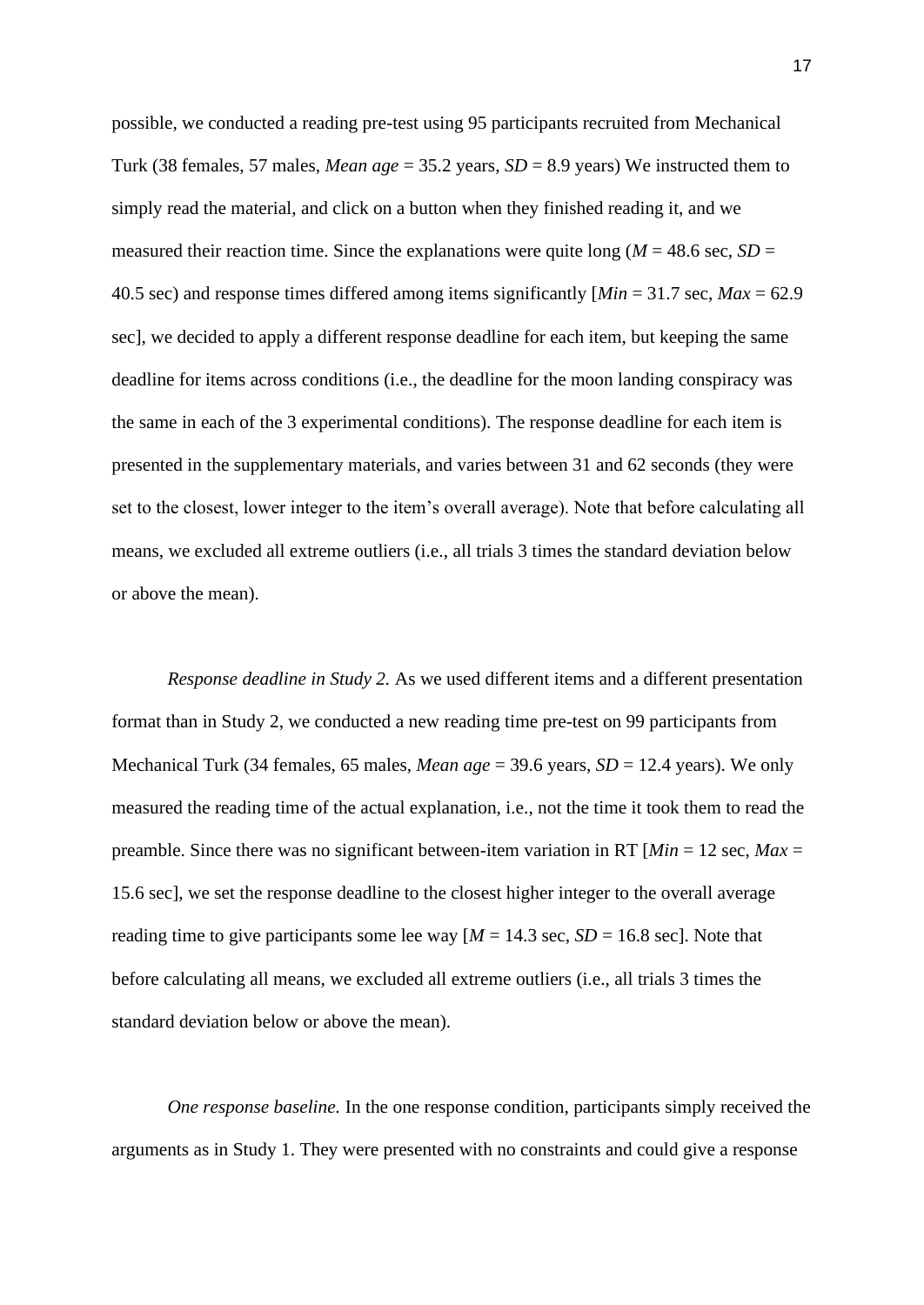possible, we conducted a reading pre-test using 95 participants recruited from Mechanical Turk (38 females, 57 males, *Mean age* = 35.2 years, *SD* = 8.9 years) We instructed them to simply read the material, and click on a button when they finished reading it, and we measured their reaction time. Since the explanations were quite long (*M* = 48.6 sec, *SD* = 40.5 sec) and response times differed among items significantly [*Min* = 31.7 sec, *Max* = 62.9 sec], we decided to apply a different response deadline for each item, but keeping the same deadline for items across conditions (i.e., the deadline for the moon landing conspiracy was the same in each of the 3 experimental conditions). The response deadline for each item is presented in the supplementary materials, and varies between 31 and 62 seconds (they were set to the closest, lower integer to the item's overall average). Note that before calculating all means, we excluded all extreme outliers (i.e., all trials 3 times the standard deviation below or above the mean).

*Response deadline in Study 2.* As we used different items and a different presentation format than in Study 2, we conducted a new reading time pre-test on 99 participants from Mechanical Turk (34 females, 65 males, *Mean age* = 39.6 years, *SD* = 12.4 years). We only measured the reading time of the actual explanation, i.e., not the time it took them to read the preamble. Since there was no significant between-item variation in RT [*Min* = 12 sec, *Max* = 15.6 sec], we set the response deadline to the closest higher integer to the overall average reading time to give participants some lee way [*M* = 14.3 sec, *SD* = 16.8 sec]. Note that before calculating all means, we excluded all extreme outliers (i.e., all trials 3 times the standard deviation below or above the mean).

*One response baseline.* In the one response condition, participants simply received the arguments as in Study 1. They were presented with no constraints and could give a response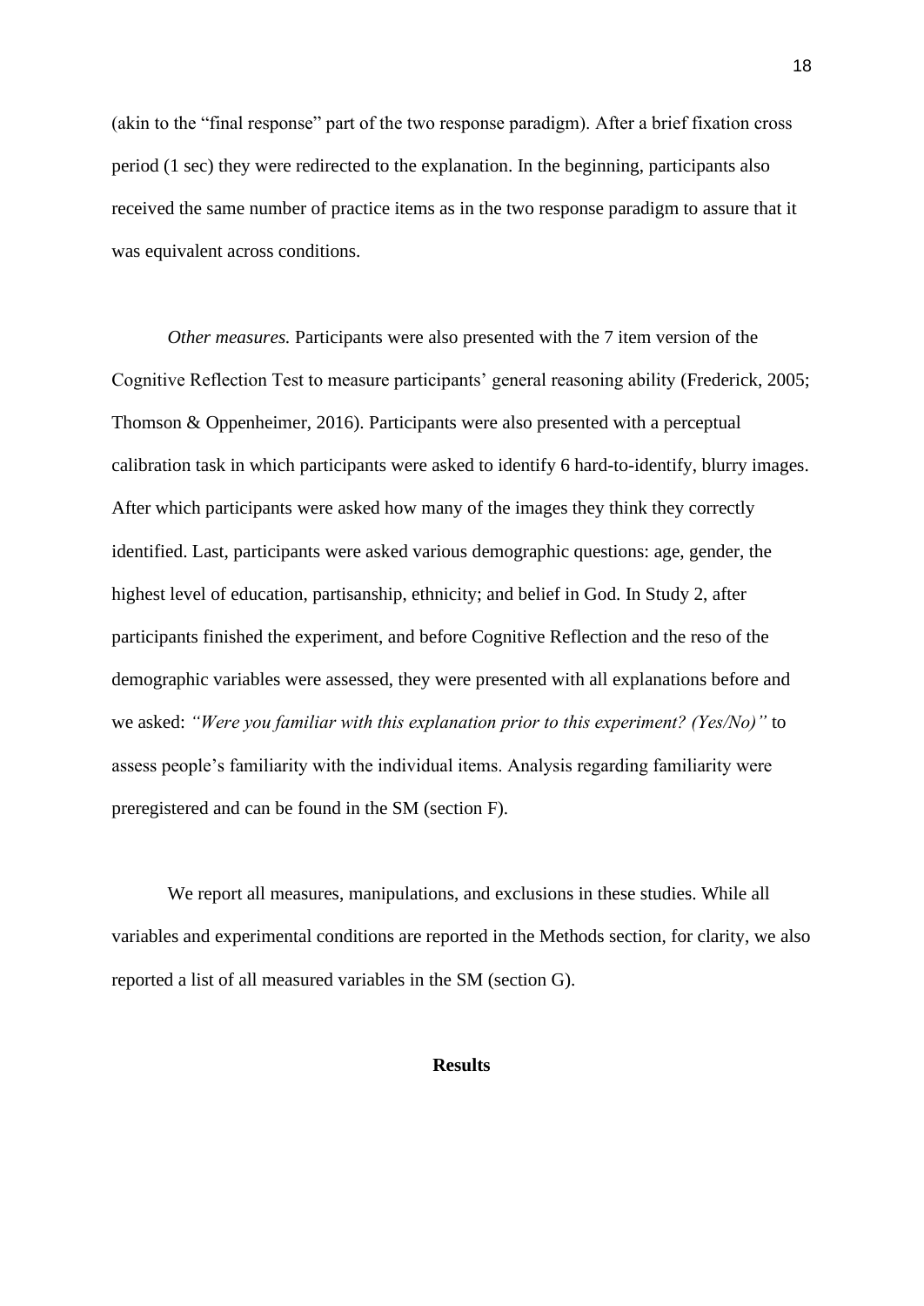(akin to the "final response" part of the two response paradigm). After a brief fixation cross period (1 sec) they were redirected to the explanation. In the beginning, participants also received the same number of practice items as in the two response paradigm to assure that it was equivalent across conditions.

*Other measures.* Participants were also presented with the 7 item version of the Cognitive Reflection Test to measure participants' general reasoning ability (Frederick, 2005; Thomson & Oppenheimer, 2016). Participants were also presented with a perceptual calibration task in which participants were asked to identify 6 hard-to-identify, blurry images. After which participants were asked how many of the images they think they correctly identified. Last, participants were asked various demographic questions: age, gender, the highest level of education, partisanship, ethnicity; and belief in God. In Study 2, after participants finished the experiment, and before Cognitive Reflection and the reso of the demographic variables were assessed, they were presented with all explanations before and we asked: *"Were you familiar with this explanation prior to this experiment? (Yes/No)"* to assess people's familiarity with the individual items. Analysis regarding familiarity were preregistered and can be found in the SM (section F).

We report all measures, manipulations, and exclusions in these studies. While all variables and experimental conditions are reported in the Methods section, for clarity, we also reported a list of all measured variables in the SM (section G).

## Results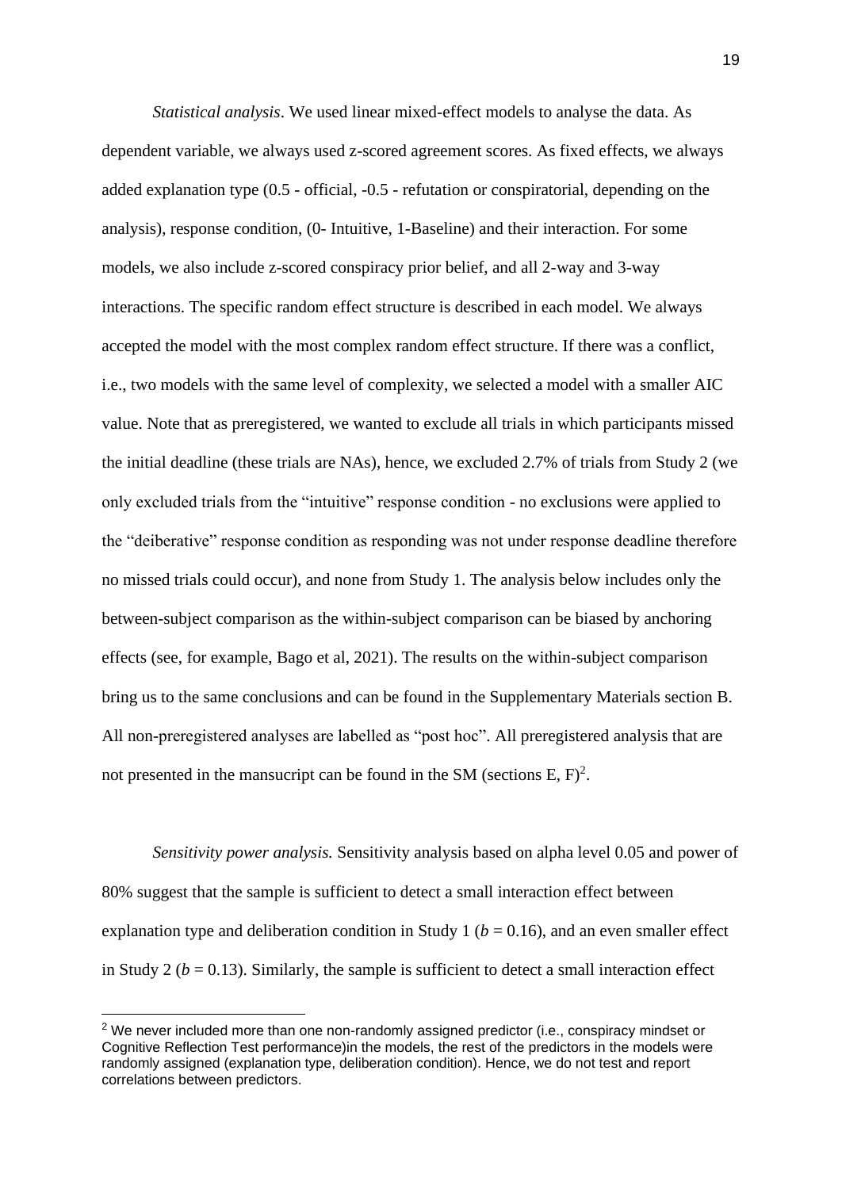*Statistical analysis*. We used linear mixed-effect models to analyse the data. As dependent variable, we always used z-scored agreement scores. As fixed effects, we always added explanation type (0.5 - official, -0.5 - refutation or conspiratorial, depending on the analysis), response condition, (0- Intuitive, 1-Baseline) and their interaction. For some models, we also include z-scored conspiracy prior belief, and all 2-way and 3-way interactions. The specific random effect structure is described in each model. We always accepted the model with the most complex random effect structure. If there was a conflict, i.e., two models with the same level of complexity, we selected a model with a smaller AIC value. Note that as preregistered, we wanted to exclude all trials in which participants missed the initial deadline (these trials are NAs), hence, we excluded 2.7% of trials from Study 2 (we only excluded trials from the "intuitive" response condition - no exclusions were applied to the "deiberative" response condition as responding was not under response deadline therefore no missed trials could occur), and none from Study 1. The analysis below includes only the between-subject comparison as the within-subject comparison can be biased by anchoring effects (see, for example, Bago et al, 2021). The results on the within-subject comparison bring us to the same conclusions and can be found in the Supplementary Materials section B. All non-preregistered analyses are labelled as "post hoc". All preregistered analysis that are not presented in the mansucript can be found in the SM (sections E, F)[2].

*Sensitivity power analysis.* Sensitivity analysis based on alpha level 0.05 and power of 80% suggest that the sample is sufficient to detect a small interaction effect between explanation type and deliberation condition in Study 1 ($b$ = 0.16), and an even smaller effect in Study 2 ($b$ = 0.13). Similarly, the sample is sufficient to detect a small interaction effect

[2] We never included more than one non-randomly assigned predictor (i.e., conspiracy mindset or Cognitive Reflection Test performance)in the models, the rest of the predictors in the models were randomly assigned (explanation type, deliberation condition). Hence, we do not test and report correlations between predictors.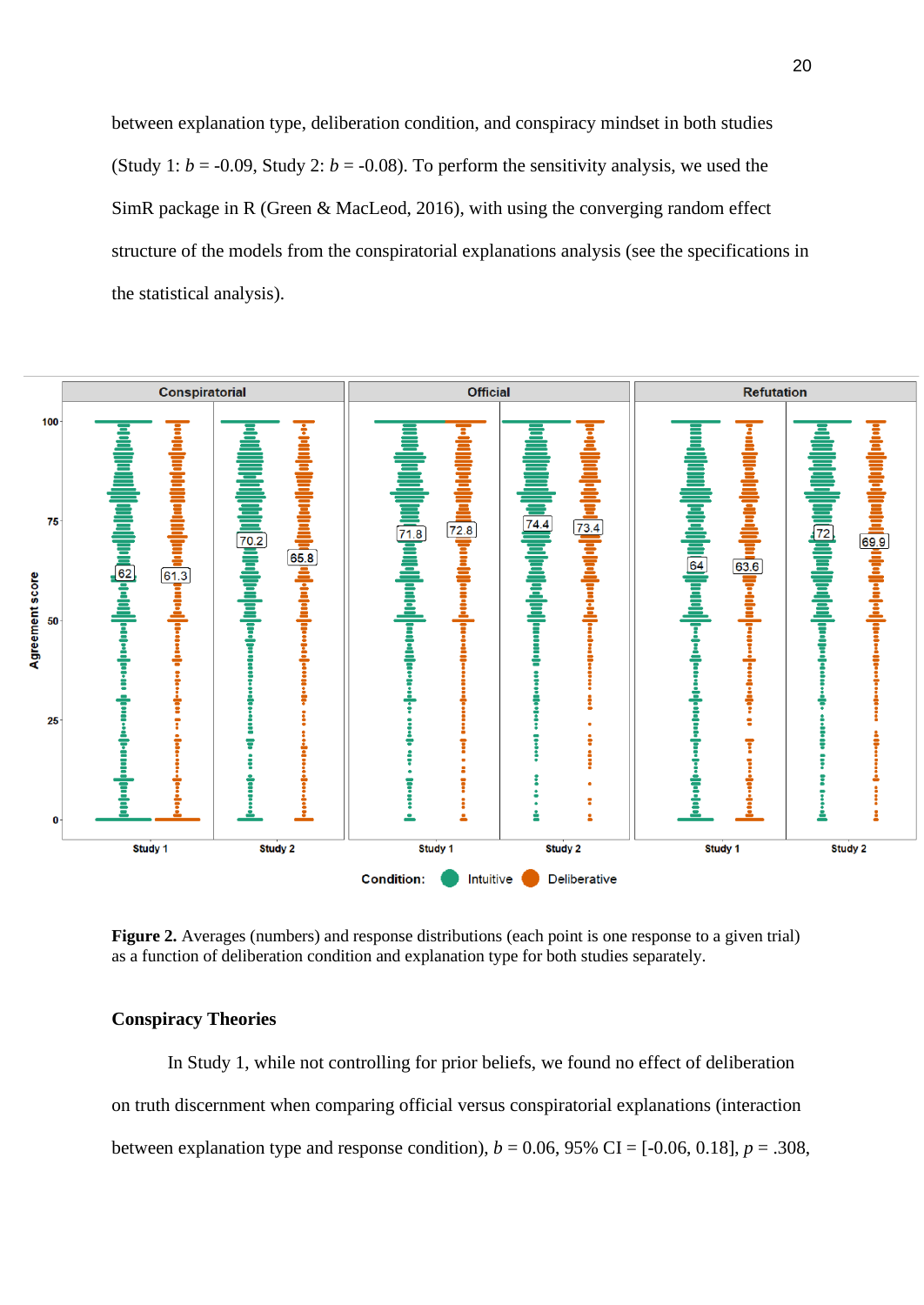between explanation type, deliberation condition, and conspiracy mindset in both studies (Study 1: $b$ = -0.09, Study 2: $b$ = -0.08). To perform the sensitivity analysis, we used the SimR package in R (Green & MacLeod, 2016), with using the converging random effect structure of the models from the conspiratorial explanations analysis (see the specifications in the statistical analysis).

**Figure 2.** Averages (numbers) and response distributions (each point is one response to a given trial) as a function of deliberation condition and explanation type for both studies separately.

## Conspiracy Theories

In Study 1, while not controlling for prior beliefs, we found no effect of deliberation on truth discernment when comparing official versus conspiratorial explanations (interaction between explanation type and response condition), $b$ = 0.06, 95% CI = [-0.06, 0.18], $p$ = .308,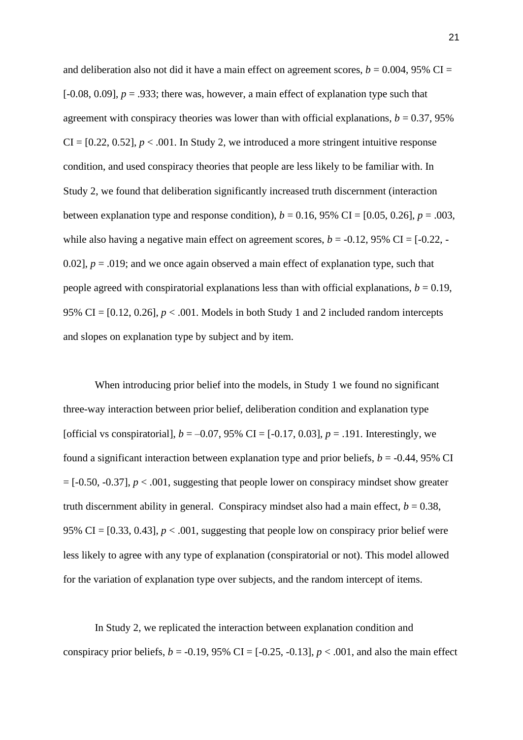and deliberation also not did it have a main effect on agreement scores, $b = 0.004$, 95% CI = [-0.08, 0.09], $p = .933$; there was, however, a main effect of explanation type such that agreement with conspiracy theories was lower than with official explanations, $b = 0.37$, 95% CI = [0.22, 0.52], $p < .001$. In Study 2, we introduced a more stringent intuitive response condition, and used conspiracy theories that people are less likely to be familiar with. In Study 2, we found that deliberation significantly increased truth discernment (interaction between explanation type and response condition), $b = 0.16$, 95% CI = [0.05, 0.26], $p = .003$, while also having a negative main effect on agreement scores, $b = -0.12$, 95% CI = [-0.22, -0.02], $p = .019$; and we once again observed a main effect of explanation type, such that people agreed with conspiratorial explanations less than with official explanations, $b = 0.19$, 95% CI = [0.12, 0.26], $p < .001$. Models in both Study 1 and 2 included random intercepts and slopes on explanation type by subject and by item.

When introducing prior belief into the models, in Study 1 we found no significant three-way interaction between prior belief, deliberation condition and explanation type [official vs conspiratorial], $b = –0.07$, 95% CI = [-0.17, 0.03], $p = .191$. Interestingly, we found a significant interaction between explanation type and prior beliefs, $b = -0.44$, 95% CI = [-0.50, -0.37], $p < .001$, suggesting that people lower on conspiracy mindset show greater truth discernment ability in general. Conspiracy mindset also had a main effect, $b = 0.38$, 95% CI = [0.33, 0.43], $p < .001$, suggesting that people low on conspiracy prior belief were less likely to agree with any type of explanation (conspiratorial or not). This model allowed for the variation of explanation type over subjects, and the random intercept of items.

In Study 2, we replicated the interaction between explanation condition and conspiracy prior beliefs, $b = -0.19$, 95% CI = [-0.25, -0.13], $p < .001$, and also the main effect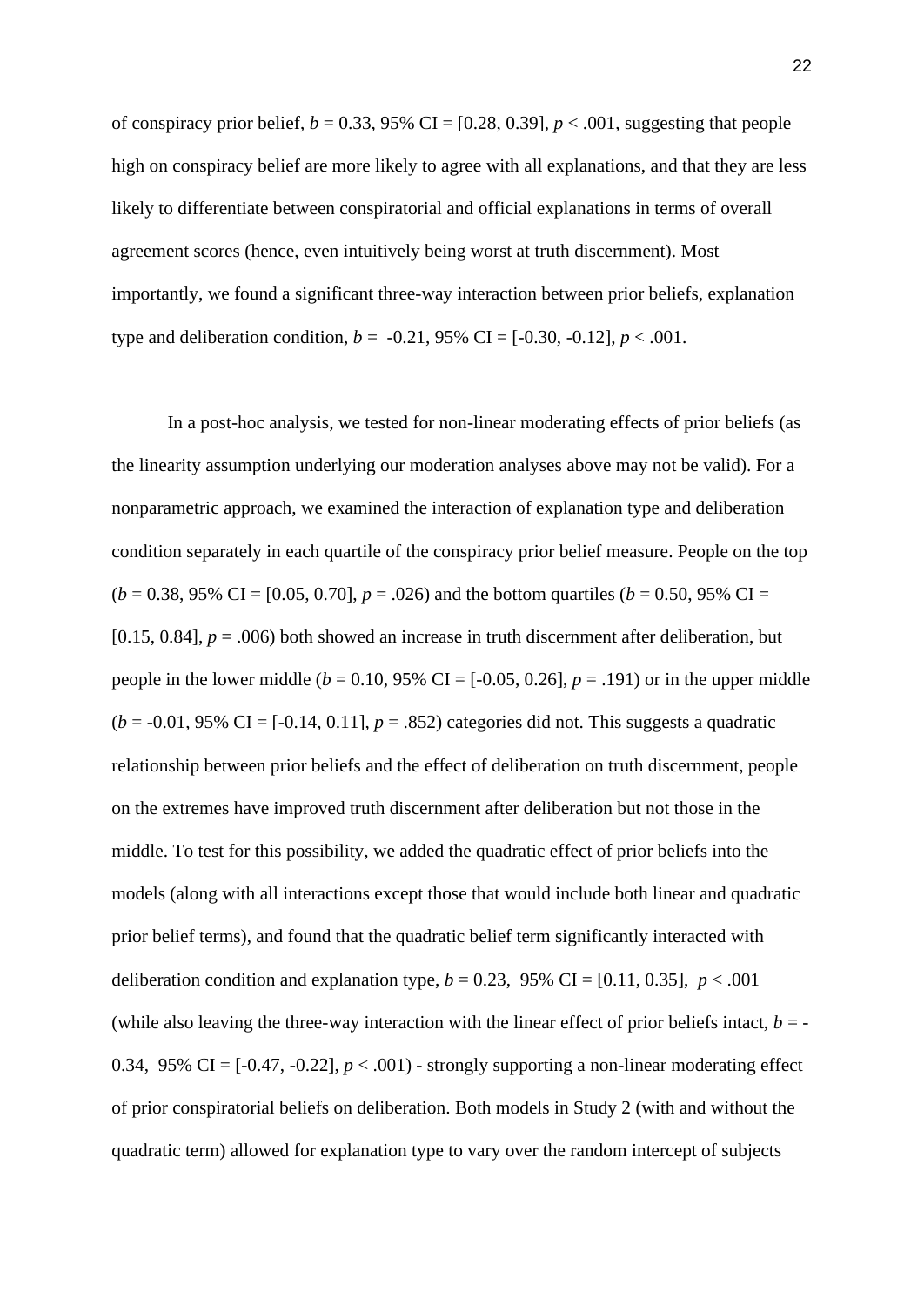of conspiracy prior belief, $b = 0.33$, 95% CI = [0.28, 0.39], $p < .001$, suggesting that people high on conspiracy belief are more likely to agree with all explanations, and that they are less likely to differentiate between conspiratorial and official explanations in terms of overall agreement scores (hence, even intuitively being worst at truth discernment). Most importantly, we found a significant three-way interaction between prior beliefs, explanation type and deliberation condition, $b = -0.21$, 95% CI = [-0.30, -0.12], $p < .001$.

In a post-hoc analysis, we tested for non-linear moderating effects of prior beliefs (as the linearity assumption underlying our moderation analyses above may not be valid). For a nonparametric approach, we examined the interaction of explanation type and deliberation condition separately in each quartile of the conspiracy prior belief measure. People on the top ($b = 0.38$, 95% CI = [0.05, 0.70], $p = .026$) and the bottom quartiles ($b = 0.50$, 95% CI = [0.15, 0.84], $p = .006$) both showed an increase in truth discernment after deliberation, but people in the lower middle ($b = 0.10$, 95% CI = [-0.05, 0.26], $p = .191$) or in the upper middle ($b = -0.01$, 95% CI = [-0.14, 0.11], $p = .852$) categories did not. This suggests a quadratic relationship between prior beliefs and the effect of deliberation on truth discernment, people on the extremes have improved truth discernment after deliberation but not those in the middle. To test for this possibility, we added the quadratic effect of prior beliefs into the models (along with all interactions except those that would include both linear and quadratic prior belief terms), and found that the quadratic belief term significantly interacted with deliberation condition and explanation type, $b = 0.23$, 95% CI = [0.11, 0.35], $p < .001$ (while also leaving the three-way interaction with the linear effect of prior beliefs intact, $b = -0.34$, 95% CI = [-0.47, -0.22], $p < .001$) - strongly supporting a non-linear moderating effect of prior conspiratorial beliefs on deliberation. Both models in Study 2 (with and without the quadratic term) allowed for explanation type to vary over the random intercept of subjects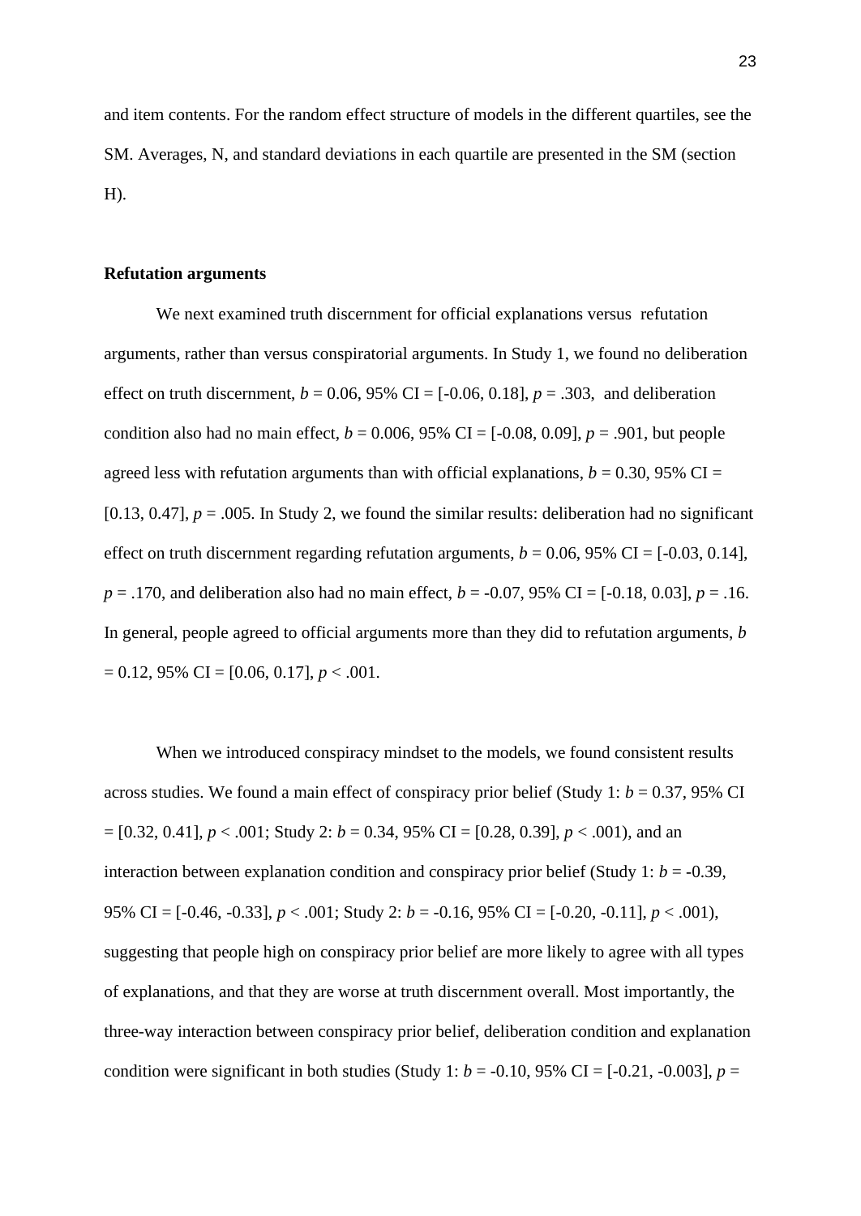and item contents. For the random effect structure of models in the different quartiles, see the SM. Averages, N, and standard deviations in each quartile are presented in the SM (section H).

**Refutation arguments**

We next examined truth discernment for official explanations versus refutation arguments, rather than versus conspiratorial arguments. In Study 1, we found no deliberation effect on truth discernment, $b = 0.06$, 95% CI = [-0.06, 0.18], $p = .303$, and deliberation condition also had no main effect, $b = 0.006$, 95% CI = [-0.08, 0.09], $p = .901$, but people agreed less with refutation arguments than with official explanations, $b = 0.30$, 95% CI = [0.13, 0.47], $p = .005$. In Study 2, we found the similar results: deliberation had no significant effect on truth discernment regarding refutation arguments, $b = 0.06$, 95% CI = [-0.03, 0.14], $p = .170$, and deliberation also had no main effect, $b = -0.07$, 95% CI = [-0.18, 0.03], $p = .16$. In general, people agreed to official arguments more than they did to refutation arguments, $b = 0.12$, 95% CI = [0.06, 0.17], $p < .001$.

When we introduced conspiracy mindset to the models, we found consistent results across studies. We found a main effect of conspiracy prior belief (Study 1: $b = 0.37$, 95% CI = [0.32, 0.41], $p < .001$; Study 2: $b = 0.34$, 95% CI = [0.28, 0.39], $p < .001$), and an interaction between explanation condition and conspiracy prior belief (Study 1: $b = -0.39$, 95% CI = [-0.46, -0.33], $p < .001$; Study 2: $b = -0.16$, 95% CI = [-0.20, -0.11], $p < .001$), suggesting that people high on conspiracy prior belief are more likely to agree with all types of explanations, and that they are worse at truth discernment overall. Most importantly, the three-way interaction between conspiracy prior belief, deliberation condition and explanation condition were significant in both studies (Study 1: $b = -0.10$, 95% CI = [-0.21, -0.003], $p =$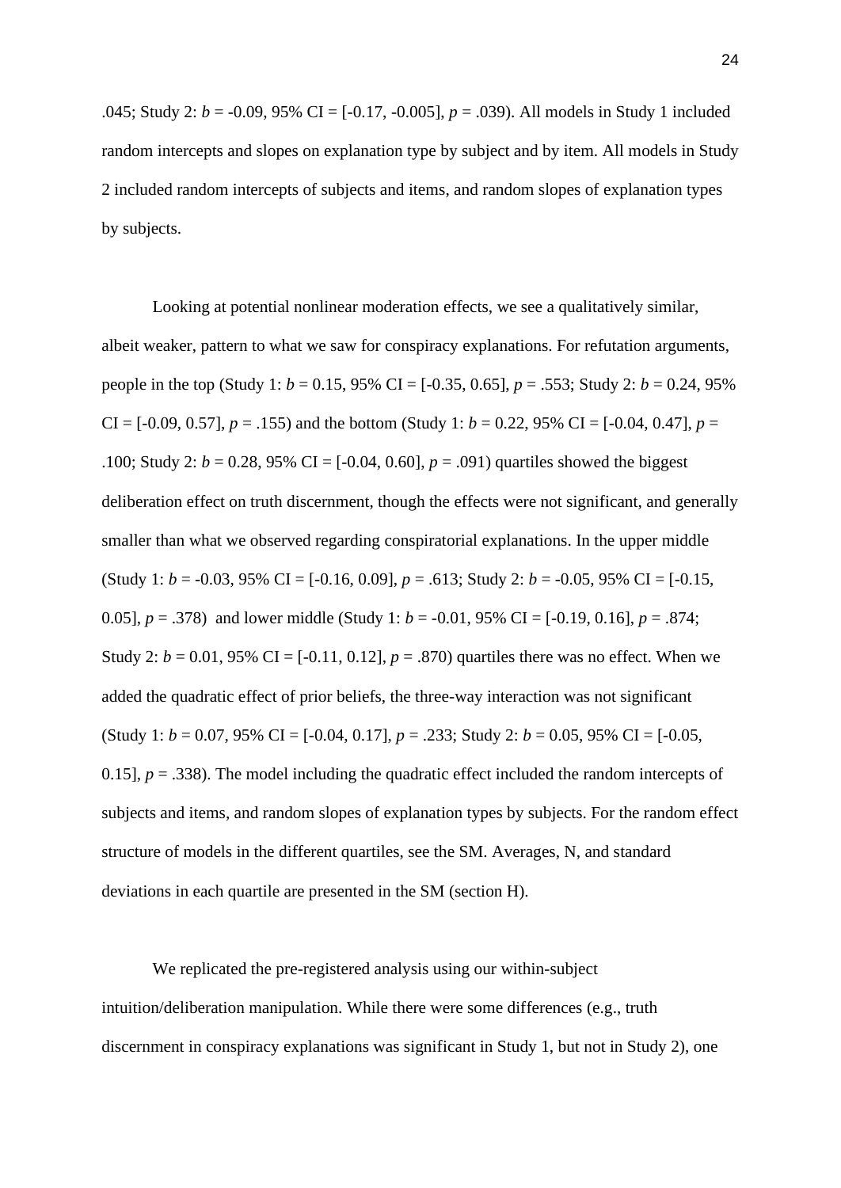.045; Study 2: $b$ = -0.09, 95% CI = [-0.17, -0.005], $p$ = .039). All models in Study 1 included random intercepts and slopes on explanation type by subject and by item. All models in Study 2 included random intercepts of subjects and items, and random slopes of explanation types by subjects.

Looking at potential nonlinear moderation effects, we see a qualitatively similar, albeit weaker, pattern to what we saw for conspiracy explanations. For refutation arguments, people in the top (Study 1: $b$ = 0.15, 95% CI = [-0.35, 0.65], $p$ = .553; Study 2: $b$ = 0.24, 95% CI = [-0.09, 0.57], $p$ = .155) and the bottom (Study 1: $b$ = 0.22, 95% CI = [-0.04, 0.47], $p$ = .100; Study 2: $b$ = 0.28, 95% CI = [-0.04, 0.60], $p$ = .091) quartiles showed the biggest deliberation effect on truth discernment, though the effects were not significant, and generally smaller than what we observed regarding conspiratorial explanations. In the upper middle (Study 1: $b$ = -0.03, 95% CI = [-0.16, 0.09], $p$ = .613; Study 2: $b$ = -0.05, 95% CI = [-0.15, 0.05], $p$ = .378) and lower middle (Study 1: $b$ = -0.01, 95% CI = [-0.19, 0.16], $p$ = .874; Study 2: $b$ = 0.01, 95% CI = [-0.11, 0.12], $p$ = .870) quartiles there was no effect. When we added the quadratic effect of prior beliefs, the three-way interaction was not significant (Study 1: $b$ = 0.07, 95% CI = [-0.04, 0.17], $p$ = .233; Study 2: $b$ = 0.05, 95% CI = [-0.05, 0.15], $p$ = .338). The model including the quadratic effect included the random intercepts of subjects and items, and random slopes of explanation types by subjects. For the random effect structure of models in the different quartiles, see the SM. Averages, N, and standard deviations in each quartile are presented in the SM (section H).

We replicated the pre-registered analysis using our within-subject intuition/deliberation manipulation. While there were some differences (e.g., truth discernment in conspiracy explanations was significant in Study 1, but not in Study 2), one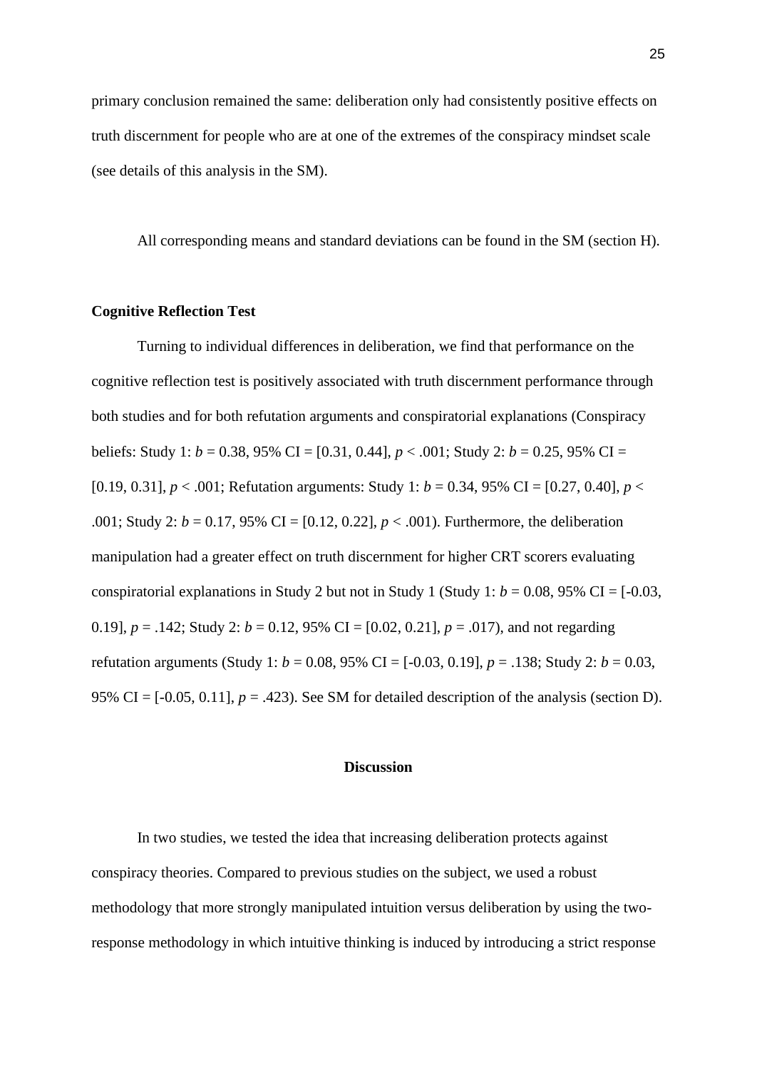primary conclusion remained the same: deliberation only had consistently positive effects on truth discernment for people who are at one of the extremes of the conspiracy mindset scale (see details of this analysis in the SM).

All corresponding means and standard deviations can be found in the SM (section H).

**Cognitive Reflection Test**

Turning to individual differences in deliberation, we find that performance on the cognitive reflection test is positively associated with truth discernment performance through both studies and for both refutation arguments and conspiratorial explanations (Conspiracy beliefs: Study 1: $b = 0.38$, 95% CI = [0.31, 0.44], $p < .001$; Study 2: $b = 0.25$, 95% CI = [0.19, 0.31], $p < .001$; Refutation arguments: Study 1: $b = 0.34$, 95% CI = [0.27, 0.40], $p < .001$; Study 2: $b = 0.17$, 95% CI = [0.12, 0.22], $p < .001$). Furthermore, the deliberation manipulation had a greater effect on truth discernment for higher CRT scorers evaluating conspiratorial explanations in Study 2 but not in Study 1 (Study 1: $b = 0.08$, 95% CI = [-0.03, 0.19], $p = .142$; Study 2: $b = 0.12$, 95% CI = [0.02, 0.21], $p = .017$), and not regarding refutation arguments (Study 1: $b = 0.08$, 95% CI = [-0.03, 0.19], $p = .138$; Study 2: $b = 0.03$, 95% CI = [-0.05, 0.11], $p = .423$). See SM for detailed description of the analysis (section D).

## Discussion

In two studies, we tested the idea that increasing deliberation protects against conspiracy theories. Compared to previous studies on the subject, we used a robust methodology that more strongly manipulated intuition versus deliberation by using the two-response methodology in which intuitive thinking is induced by introducing a strict response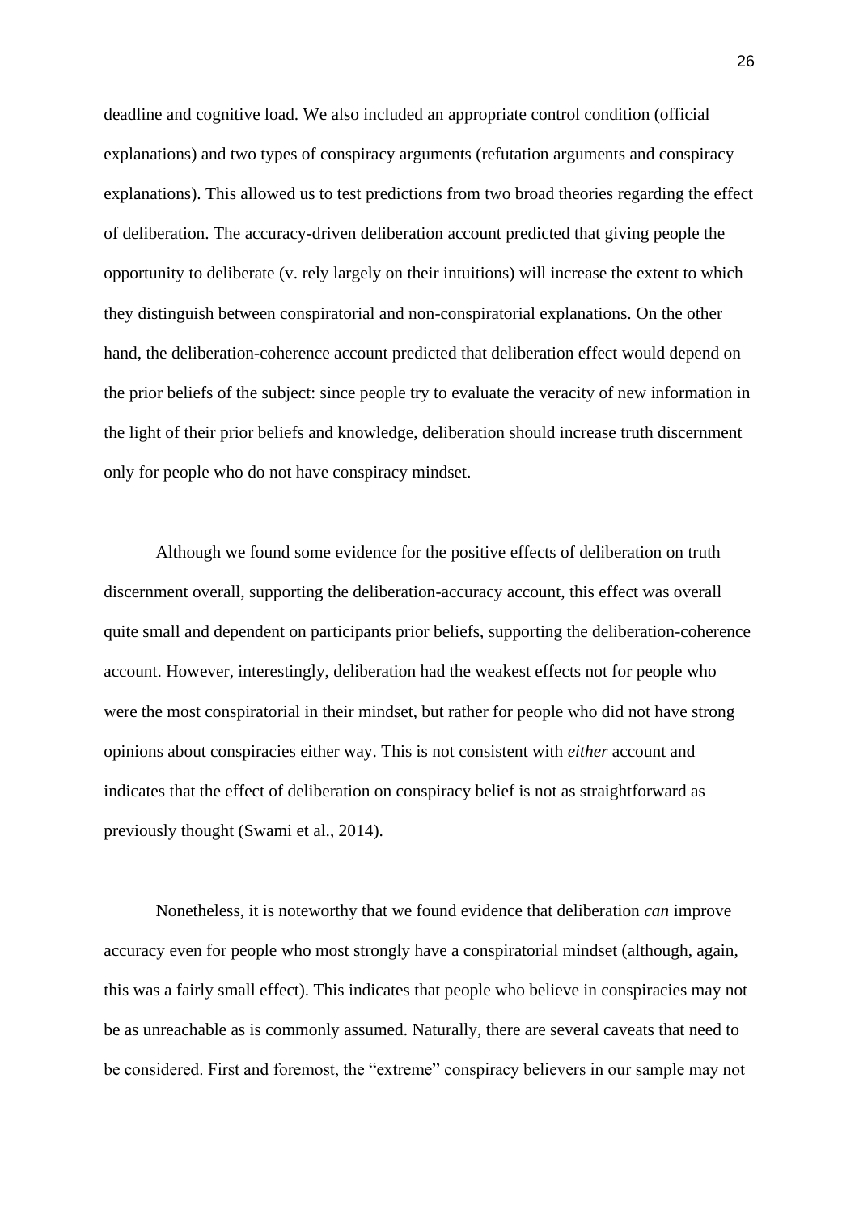deadline and cognitive load. We also included an appropriate control condition (official explanations) and two types of conspiracy arguments (refutation arguments and conspiracy explanations). This allowed us to test predictions from two broad theories regarding the effect of deliberation. The accuracy-driven deliberation account predicted that giving people the opportunity to deliberate (v. rely largely on their intuitions) will increase the extent to which they distinguish between conspiratorial and non-conspiratorial explanations. On the other hand, the deliberation-coherence account predicted that deliberation effect would depend on the prior beliefs of the subject: since people try to evaluate the veracity of new information in the light of their prior beliefs and knowledge, deliberation should increase truth discernment only for people who do not have conspiracy mindset.

Although we found some evidence for the positive effects of deliberation on truth discernment overall, supporting the deliberation-accuracy account, this effect was overall quite small and dependent on participants prior beliefs, supporting the deliberation-coherence account. However, interestingly, deliberation had the weakest effects not for people who were the most conspiratorial in their mindset, but rather for people who did not have strong opinions about conspiracies either way. This is not consistent with *either* account and indicates that the effect of deliberation on conspiracy belief is not as straightforward as previously thought (Swami et al., 2014).

Nonetheless, it is noteworthy that we found evidence that deliberation *can* improve accuracy even for people who most strongly have a conspiratorial mindset (although, again, this was a fairly small effect). This indicates that people who believe in conspiracies may not be as unreachable as is commonly assumed. Naturally, there are several caveats that need to be considered. First and foremost, the "extreme" conspiracy believers in our sample may not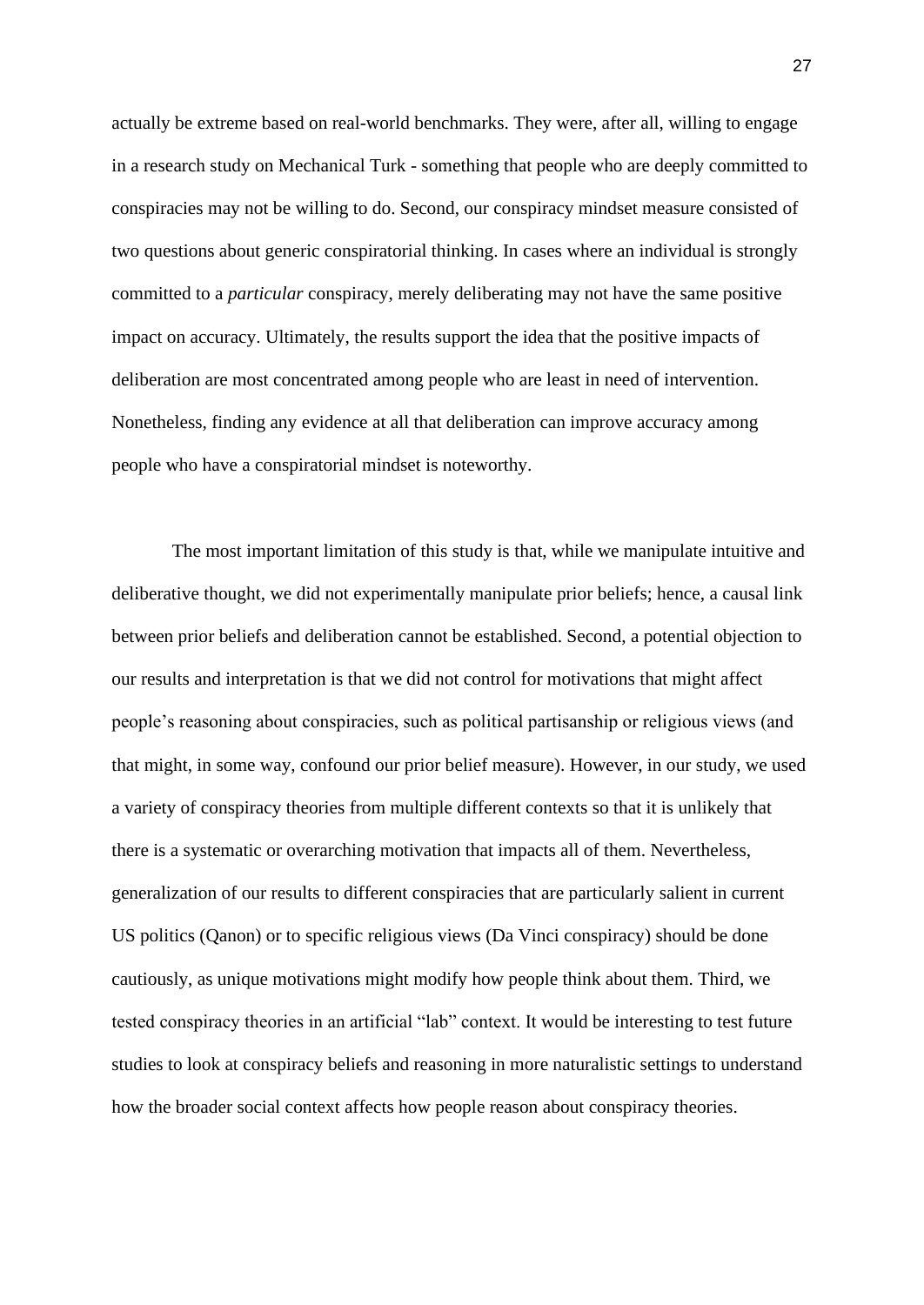actually be extreme based on real-world benchmarks. They were, after all, willing to engage in a research study on Mechanical Turk - something that people who are deeply committed to conspiracies may not be willing to do. Second, our conspiracy mindset measure consisted of two questions about generic conspiratorial thinking. In cases where an individual is strongly committed to a *particular* conspiracy, merely deliberating may not have the same positive impact on accuracy. Ultimately, the results support the idea that the positive impacts of deliberation are most concentrated among people who are least in need of intervention. Nonetheless, finding any evidence at all that deliberation can improve accuracy among people who have a conspiratorial mindset is noteworthy.

The most important limitation of this study is that, while we manipulate intuitive and deliberative thought, we did not experimentally manipulate prior beliefs; hence, a causal link between prior beliefs and deliberation cannot be established. Second, a potential objection to our results and interpretation is that we did not control for motivations that might affect people's reasoning about conspiracies, such as political partisanship or religious views (and that might, in some way, confound our prior belief measure). However, in our study, we used a variety of conspiracy theories from multiple different contexts so that it is unlikely that there is a systematic or overarching motivation that impacts all of them. Nevertheless, generalization of our results to different conspiracies that are particularly salient in current US politics (Qanon) or to specific religious views (Da Vinci conspiracy) should be done cautiously, as unique motivations might modify how people think about them. Third, we tested conspiracy theories in an artificial "lab" context. It would be interesting to test future studies to look at conspiracy beliefs and reasoning in more naturalistic settings to understand how the broader social context affects how people reason about conspiracy theories.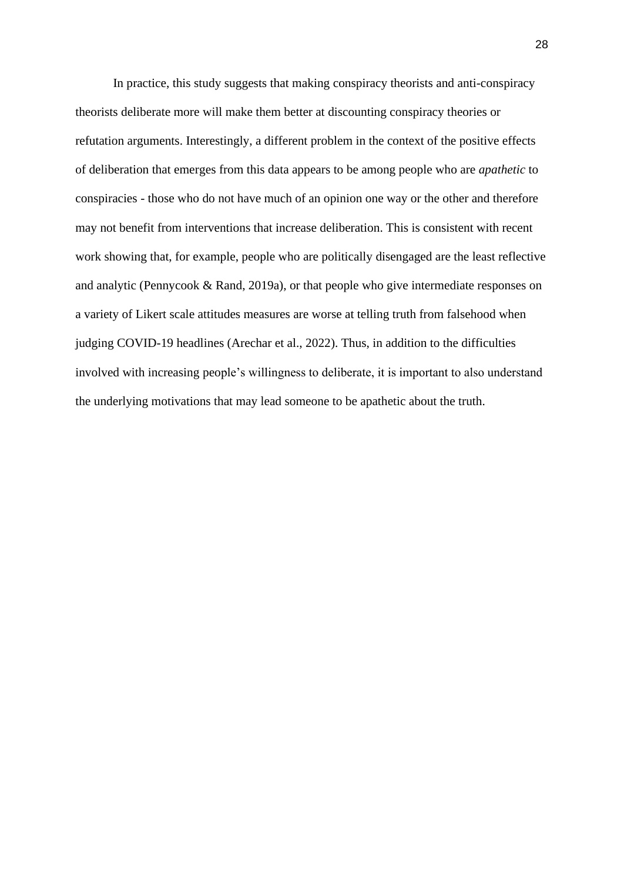In practice, this study suggests that making conspiracy theorists and anti-conspiracy theorists deliberate more will make them better at discounting conspiracy theories or refutation arguments. Interestingly, a different problem in the context of the positive effects of deliberation that emerges from this data appears to be among people who are *apathetic* to conspiracies - those who do not have much of an opinion one way or the other and therefore may not benefit from interventions that increase deliberation. This is consistent with recent work showing that, for example, people who are politically disengaged are the least reflective and analytic (Pennycook & Rand, 2019a), or that people who give intermediate responses on a variety of Likert scale attitudes measures are worse at telling truth from falsehood when judging COVID-19 headlines (Arechar et al., 2022). Thus, in addition to the difficulties involved with increasing people's willingness to deliberate, it is important to also understand the underlying motivations that may lead someone to be apathetic about the truth.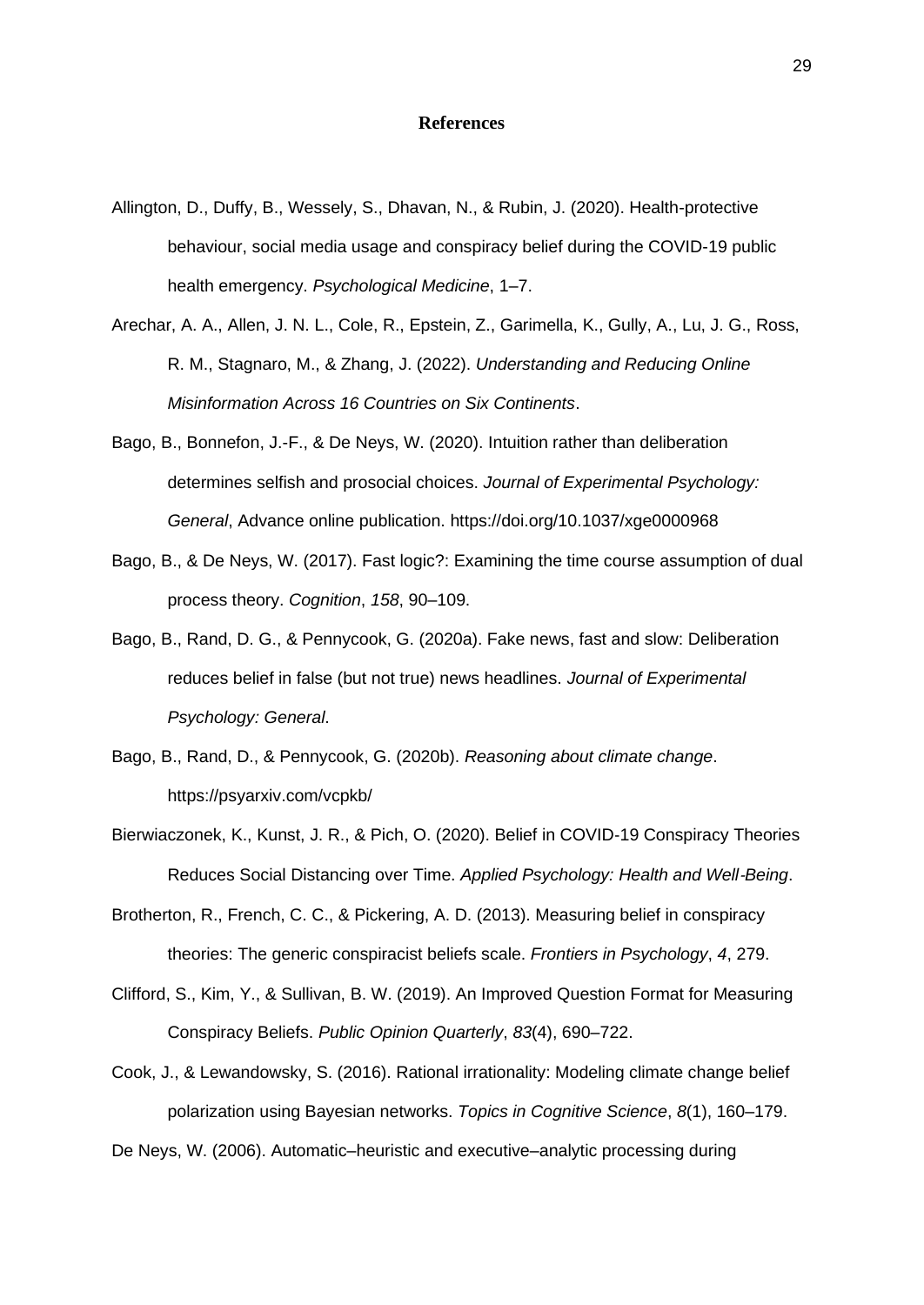# References

Allington, D., Duffy, B., Wessely, S., Dhavan, N., & Rubin, J. (2020). Health-protective behaviour, social media usage and conspiracy belief during the COVID-19 public health emergency. *Psychological Medicine*, 1–7.

Arechar, A. A., Allen, J. N. L., Cole, R., Epstein, Z., Garimella, K., Gully, A., Lu, J. G., Ross, R. M., Stagnaro, M., & Zhang, J. (2022). *Understanding and Reducing Online Misinformation Across 16 Countries on Six Continents*.

Bago, B., Bonnefon, J.-F., & De Neys, W. (2020). Intuition rather than deliberation determines selfish and prosocial choices. *Journal of Experimental Psychology: General*, Advance online publication. https://doi.org/10.1037/xge0000968

Bago, B., & De Neys, W. (2017). Fast logic?: Examining the time course assumption of dual process theory. *Cognition*, *158*, 90–109.

Bago, B., Rand, D. G., & Pennycook, G. (2020a). Fake news, fast and slow: Deliberation reduces belief in false (but not true) news headlines. *Journal of Experimental Psychology: General*.

Bago, B., Rand, D., & Pennycook, G. (2020b). *Reasoning about climate change*. https://psyarxiv.com/vcpkb/

Bierwiaczonek, K., Kunst, J. R., & Pich, O. (2020). Belief in COVID-19 Conspiracy Theories Reduces Social Distancing over Time. *Applied Psychology: Health and Well-Being*.

Brotherton, R., French, C. C., & Pickering, A. D. (2013). Measuring belief in conspiracy theories: The generic conspiracist beliefs scale. *Frontiers in Psychology*, *4*, 279.

Clifford, S., Kim, Y., & Sullivan, B. W. (2019). An Improved Question Format for Measuring Conspiracy Beliefs. *Public Opinion Quarterly*, *83*(4), 690–722.

Cook, J., & Lewandowsky, S. (2016). Rational irrationality: Modeling climate change belief polarization using Bayesian networks. *Topics in Cognitive Science*, *8*(1), 160–179.

De Neys, W. (2006). Automatic–heuristic and executive–analytic processing during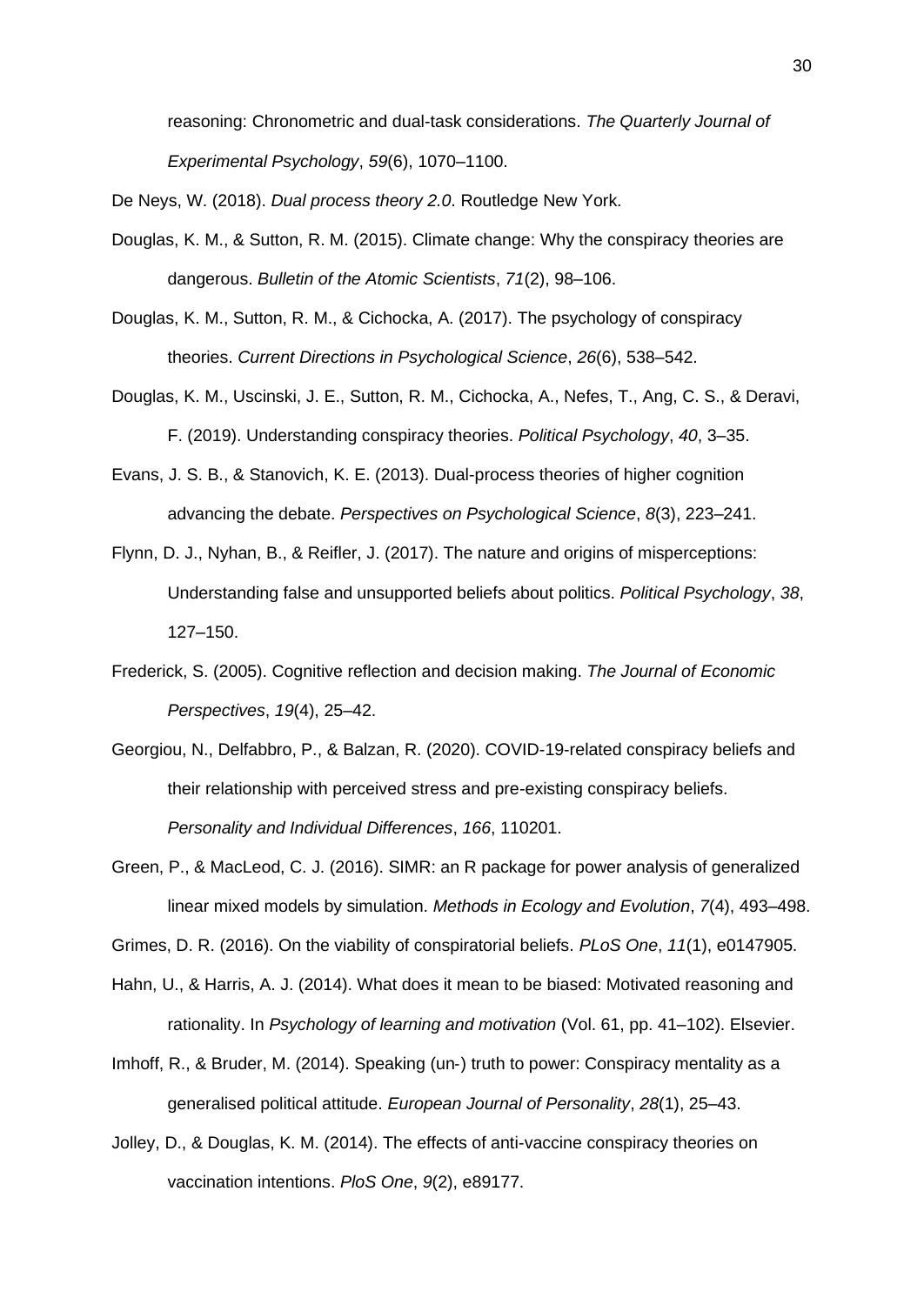reasoning: Chronometric and dual-task considerations. *The Quarterly Journal of Experimental Psychology*, *59*(6), 1070–1100.

De Neys, W. (2018). *Dual process theory 2.0*. Routledge New York.

Douglas, K. M., & Sutton, R. M. (2015). Climate change: Why the conspiracy theories are dangerous. *Bulletin of the Atomic Scientists*, *71*(2), 98–106.

Douglas, K. M., Sutton, R. M., & Cichocka, A. (2017). The psychology of conspiracy theories. *Current Directions in Psychological Science*, *26*(6), 538–542.

Douglas, K. M., Uscinski, J. E., Sutton, R. M., Cichocka, A., Nefes, T., Ang, C. S., & Deravi, F. (2019). Understanding conspiracy theories. *Political Psychology*, *40*, 3–35.

Evans, J. S. B., & Stanovich, K. E. (2013). Dual-process theories of higher cognition advancing the debate. *Perspectives on Psychological Science*, *8*(3), 223–241.

Flynn, D. J., Nyhan, B., & Reifler, J. (2017). The nature and origins of misperceptions: Understanding false and unsupported beliefs about politics. *Political Psychology*, *38*, 127–150.

Frederick, S. (2005). Cognitive reflection and decision making. *The Journal of Economic Perspectives*, *19*(4), 25–42.

Georgiou, N., Delfabbro, P., & Balzan, R. (2020). COVID-19-related conspiracy beliefs and their relationship with perceived stress and pre-existing conspiracy beliefs. *Personality and Individual Differences*, *166*, 110201.

Green, P., & MacLeod, C. J. (2016). SIMR: an R package for power analysis of generalized linear mixed models by simulation. *Methods in Ecology and Evolution*, *7*(4), 493–498.

Grimes, D. R. (2016). On the viability of conspiratorial beliefs. *PLoS One*, *11*(1), e0147905.

Hahn, U., & Harris, A. J. (2014). What does it mean to be biased: Motivated reasoning and rationality. In *Psychology of learning and motivation* (Vol. 61, pp. 41–102). Elsevier.

Imhoff, R., & Bruder, M. (2014). Speaking (un-) truth to power: Conspiracy mentality as a generalised political attitude. *European Journal of Personality*, *28*(1), 25–43.

Jolley, D., & Douglas, K. M. (2014). The effects of anti-vaccine conspiracy theories on vaccination intentions. *PloS One*, *9*(2), e89177.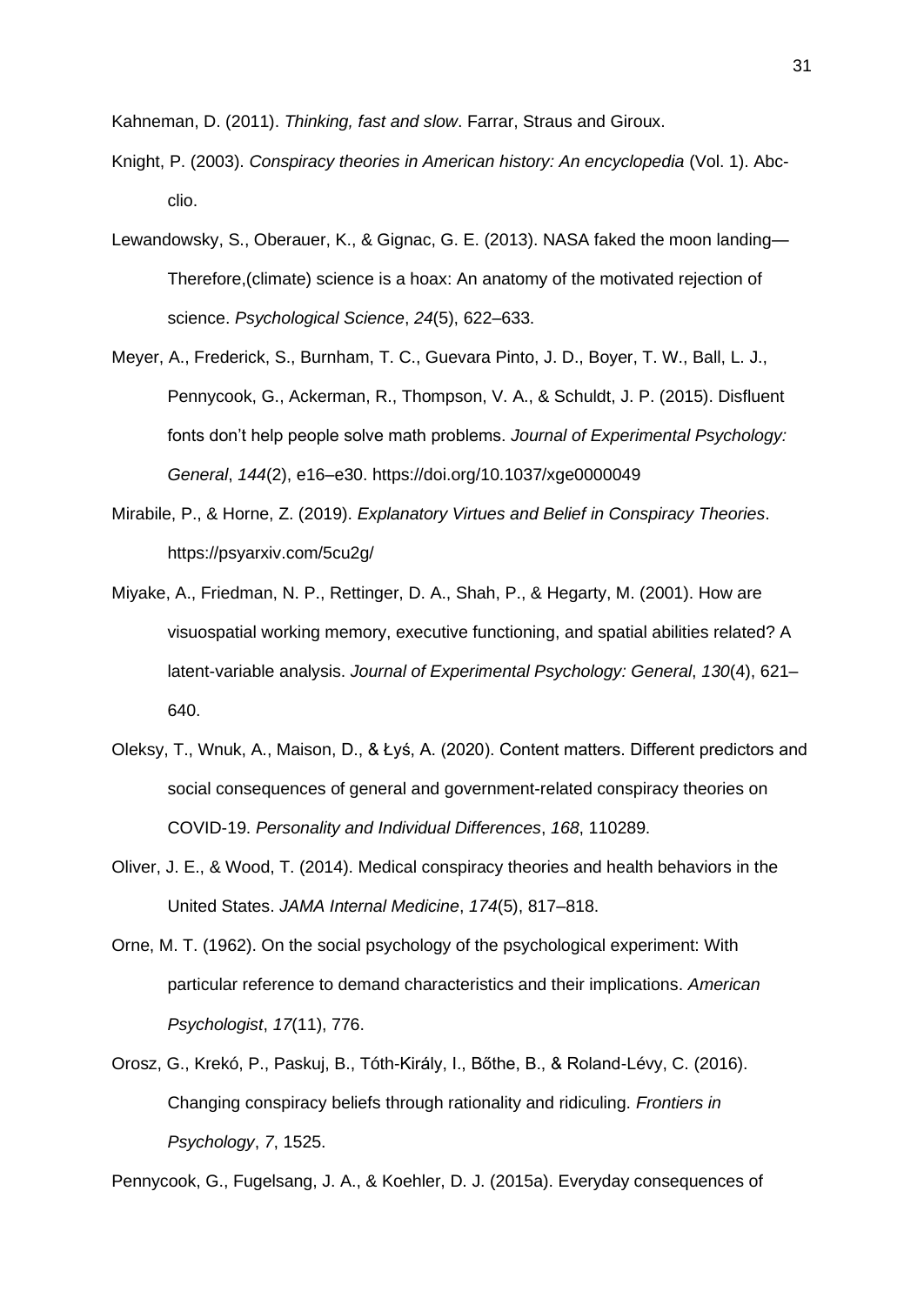Kahneman, D. (2011). *Thinking, fast and slow*. Farrar, Straus and Giroux.

Knight, P. (2003). *Conspiracy theories in American history: An encyclopedia* (Vol. 1). Abc-clio.

Lewandowsky, S., Oberauer, K., & Gignac, G. E. (2013). NASA faked the moon landing—Therefore,(climate) science is a hoax: An anatomy of the motivated rejection of science. *Psychological Science*, *24*(5), 622–633.

Meyer, A., Frederick, S., Burnham, T. C., Guevara Pinto, J. D., Boyer, T. W., Ball, L. J., Pennycook, G., Ackerman, R., Thompson, V. A., & Schuldt, J. P. (2015). Disfluent fonts don't help people solve math problems. *Journal of Experimental Psychology: General*, *144*(2), e16–e30. https://doi.org/10.1037/xge0000049

Mirabile, P., & Horne, Z. (2019). *Explanatory Virtues and Belief in Conspiracy Theories*. https://psyarxiv.com/5cu2g/

Miyake, A., Friedman, N. P., Rettinger, D. A., Shah, P., & Hegarty, M. (2001). How are visuospatial working memory, executive functioning, and spatial abilities related? A latent-variable analysis. *Journal of Experimental Psychology: General*, *130*(4), 621–640.

Oleksy, T., Wnuk, A., Maison, D., & Łyś, A. (2020). Content matters. Different predictors and social consequences of general and government-related conspiracy theories on COVID-19. *Personality and Individual Differences*, *168*, 110289.

Oliver, J. E., & Wood, T. (2014). Medical conspiracy theories and health behaviors in the United States. *JAMA Internal Medicine*, *174*(5), 817–818.

Orne, M. T. (1962). On the social psychology of the psychological experiment: With particular reference to demand characteristics and their implications. *American Psychologist*, *17*(11), 776.

Orosz, G., Krekó, P., Paskuj, B., Tóth-Király, I., Bőthe, B., & Roland-Lévy, C. (2016). Changing conspiracy beliefs through rationality and ridiculing. *Frontiers in Psychology*, *7*, 1525.

Pennycook, G., Fugelsang, J. A., & Koehler, D. J. (2015a). Everyday consequences of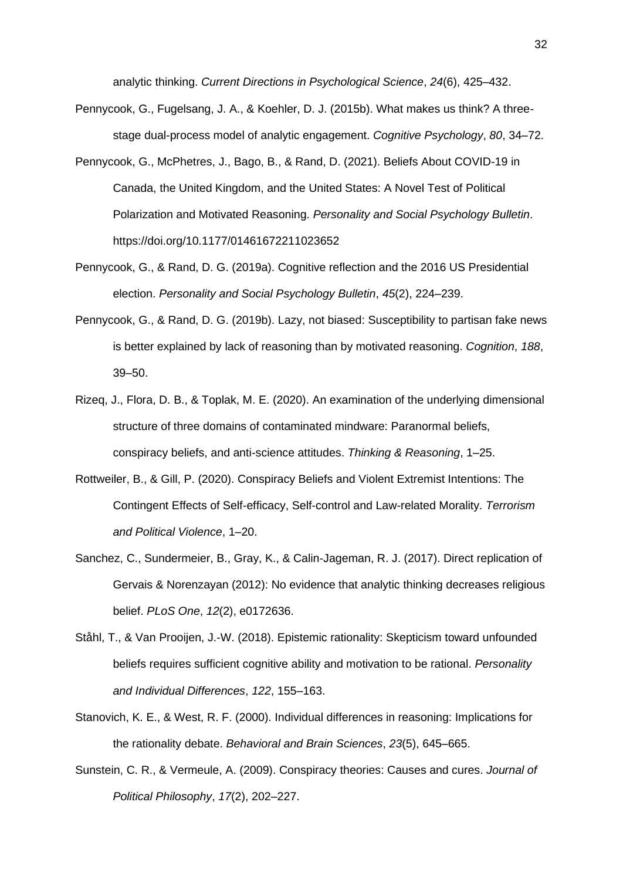analytic thinking. *Current Directions in Psychological Science*, *24*(6), 425–432.

Pennycook, G., Fugelsang, J. A., & Koehler, D. J. (2015b). What makes us think? A three-stage dual-process model of analytic engagement. *Cognitive Psychology*, *80*, 34–72.

Pennycook, G., McPhetres, J., Bago, B., & Rand, D. (2021). Beliefs About COVID-19 in Canada, the United Kingdom, and the United States: A Novel Test of Political Polarization and Motivated Reasoning. *Personality and Social Psychology Bulletin*. https://doi.org/10.1177/01461672211023652

Pennycook, G., & Rand, D. G. (2019a). Cognitive reflection and the 2016 US Presidential election. *Personality and Social Psychology Bulletin*, *45*(2), 224–239.

Pennycook, G., & Rand, D. G. (2019b). Lazy, not biased: Susceptibility to partisan fake news is better explained by lack of reasoning than by motivated reasoning. *Cognition*, *188*, 39–50.

Rizeq, J., Flora, D. B., & Toplak, M. E. (2020). An examination of the underlying dimensional structure of three domains of contaminated mindware: Paranormal beliefs, conspiracy beliefs, and anti-science attitudes. *Thinking & Reasoning*, 1–25.

Rottweiler, B., & Gill, P. (2020). Conspiracy Beliefs and Violent Extremist Intentions: The Contingent Effects of Self-efficacy, Self-control and Law-related Morality. *Terrorism and Political Violence*, 1–20.

Sanchez, C., Sundermeier, B., Gray, K., & Calin-Jageman, R. J. (2017). Direct replication of Gervais & Norenzayan (2012): No evidence that analytic thinking decreases religious belief. *PLoS One*, *12*(2), e0172636.

Ståhl, T., & Van Prooijen, J.-W. (2018). Epistemic rationality: Skepticism toward unfounded beliefs requires sufficient cognitive ability and motivation to be rational. *Personality and Individual Differences*, *122*, 155–163.

Stanovich, K. E., & West, R. F. (2000). Individual differences in reasoning: Implications for the rationality debate. *Behavioral and Brain Sciences*, *23*(5), 645–665.

Sunstein, C. R., & Vermeule, A. (2009). Conspiracy theories: Causes and cures. *Journal of Political Philosophy*, *17*(2), 202–227.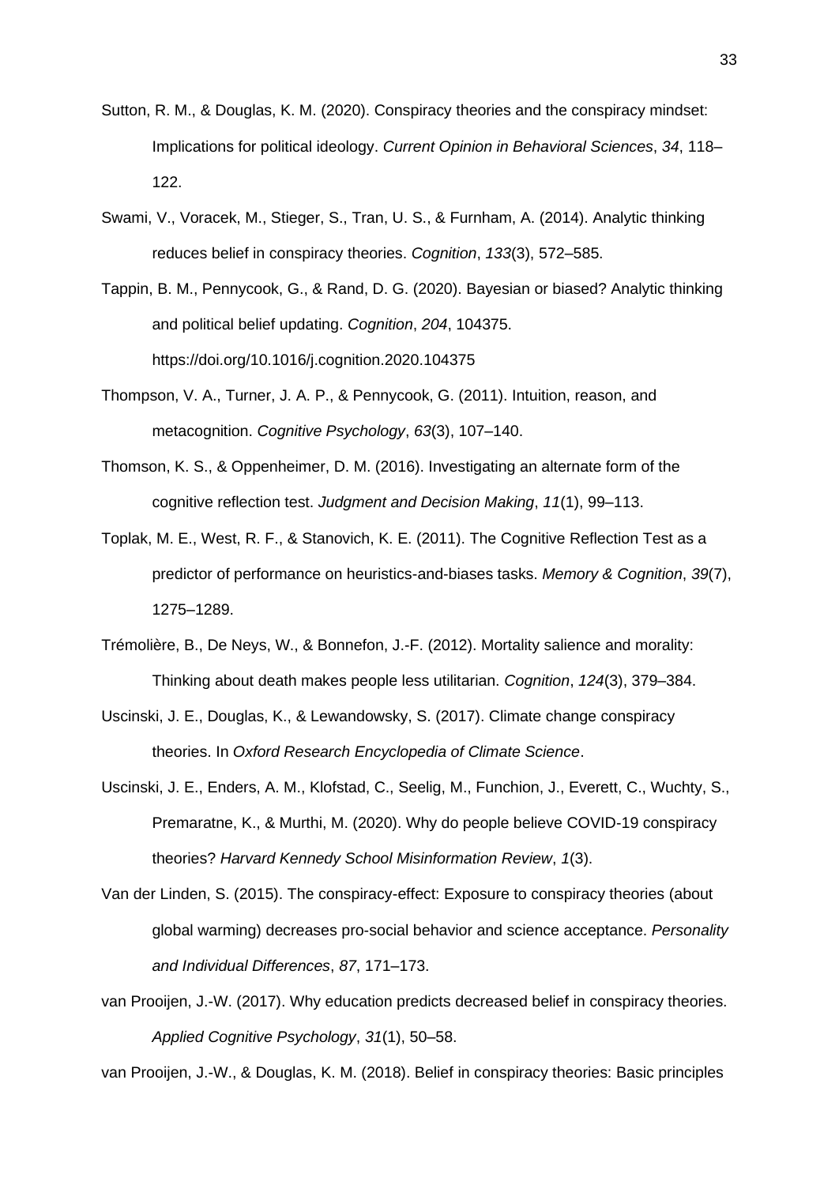Sutton, R. M., & Douglas, K. M. (2020). Conspiracy theories and the conspiracy mindset: Implications for political ideology. *Current Opinion in Behavioral Sciences*, *34*, 118–122.

Swami, V., Voracek, M., Stieger, S., Tran, U. S., & Furnham, A. (2014). Analytic thinking reduces belief in conspiracy theories. *Cognition*, *133*(3), 572–585.

Tappin, B. M., Pennycook, G., & Rand, D. G. (2020). Bayesian or biased? Analytic thinking and political belief updating. *Cognition*, *204*, 104375. https://doi.org/10.1016/j.cognition.2020.104375

Thompson, V. A., Turner, J. A. P., & Pennycook, G. (2011). Intuition, reason, and metacognition. *Cognitive Psychology*, *63*(3), 107–140.

Thomson, K. S., & Oppenheimer, D. M. (2016). Investigating an alternate form of the cognitive reflection test. *Judgment and Decision Making*, *11*(1), 99–113.

Toplak, M. E., West, R. F., & Stanovich, K. E. (2011). The Cognitive Reflection Test as a predictor of performance on heuristics-and-biases tasks. *Memory & Cognition*, *39*(7), 1275–1289.

Trémolière, B., De Neys, W., & Bonnefon, J.-F. (2012). Mortality salience and morality: Thinking about death makes people less utilitarian. *Cognition*, *124*(3), 379–384.

Uscinski, J. E., Douglas, K., & Lewandowsky, S. (2017). Climate change conspiracy theories. In *Oxford Research Encyclopedia of Climate Science*.

Uscinski, J. E., Enders, A. M., Klofstad, C., Seelig, M., Funchion, J., Everett, C., Wuchty, S., Premaratne, K., & Murthi, M. (2020). Why do people believe COVID-19 conspiracy theories? *Harvard Kennedy School Misinformation Review*, *1*(3).

Van der Linden, S. (2015). The conspiracy-effect: Exposure to conspiracy theories (about global warming) decreases pro-social behavior and science acceptance. *Personality and Individual Differences*, *87*, 171–173.

van Prooijen, J.-W. (2017). Why education predicts decreased belief in conspiracy theories. *Applied Cognitive Psychology*, *31*(1), 50–58.

van Prooijen, J.-W., & Douglas, K. M. (2018). Belief in conspiracy theories: Basic principles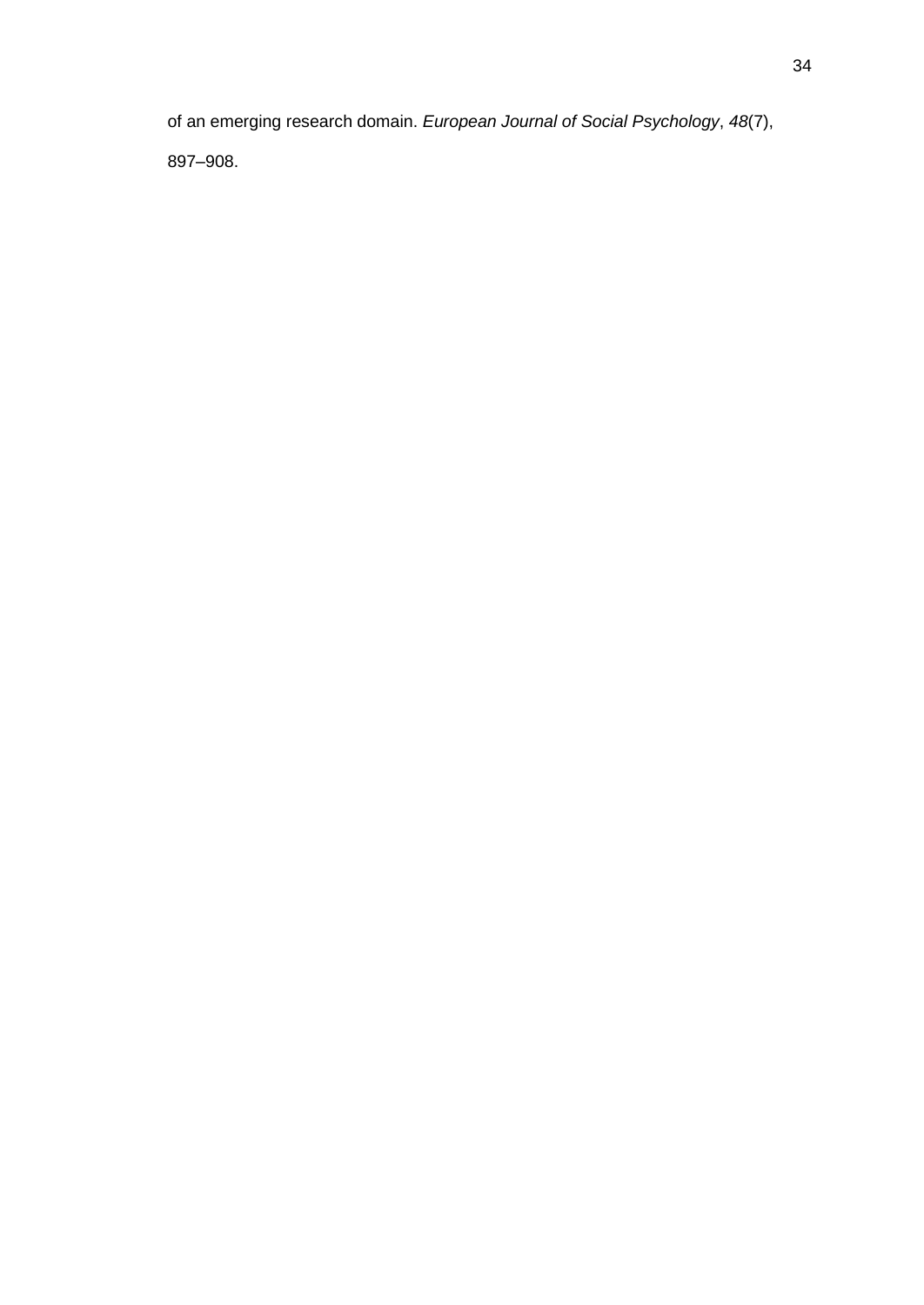of an emerging research domain. *European Journal of Social Psychology*, *48*(7), 897–908.